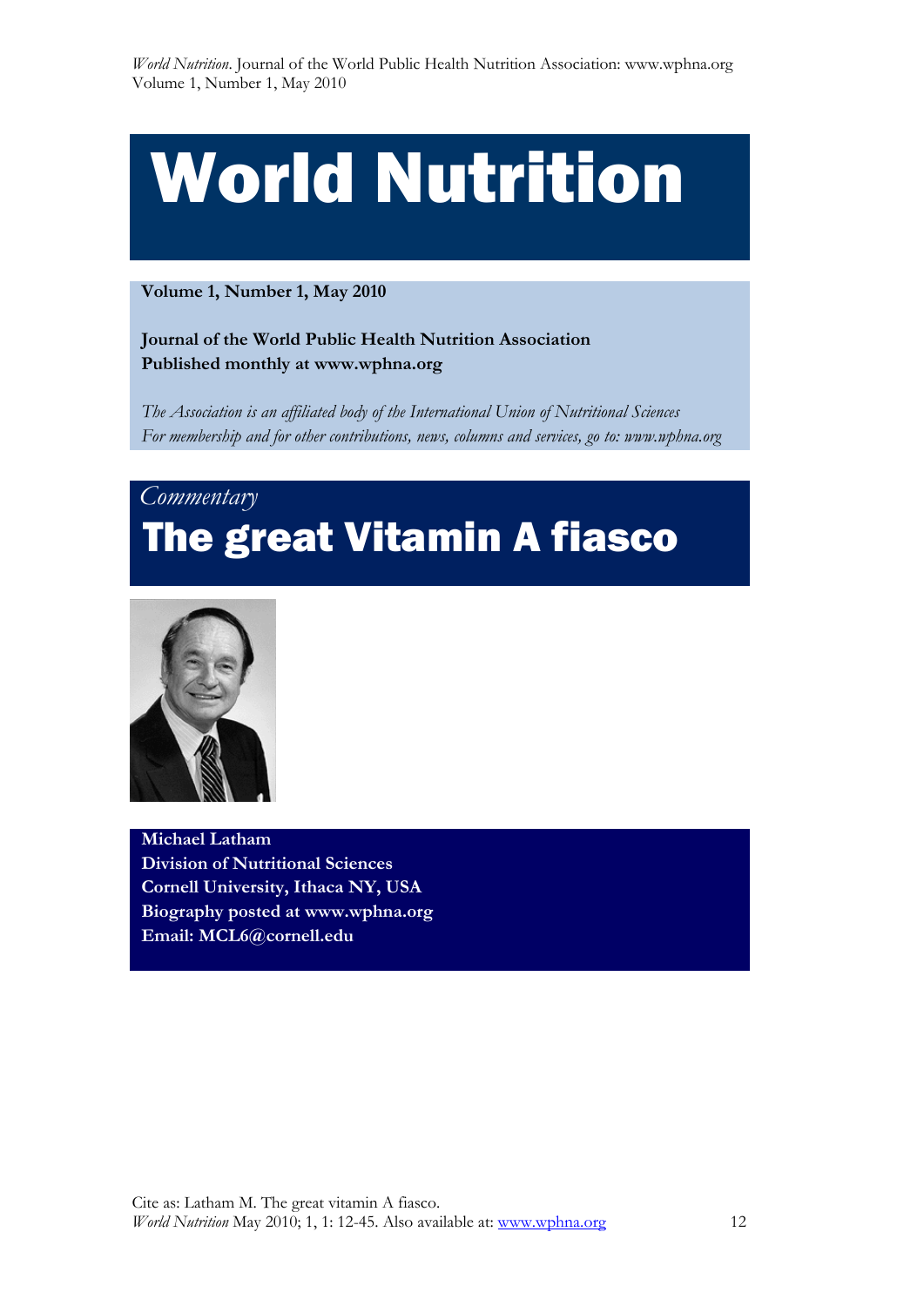# World Nutrition

**Volume 1, Number 1, May 2010**

**Journal of the World Public Health Nutrition Association**
**Published monthly at www.wphna.org**

*The Association is an affiliated body of the International Union of Nutritional Sciences*
*For membership and for other contributions, news, columns and services, go to: www.wphna.org*

*Commentary*

## The great Vitamin A fiasco

**Michael Latham**
**Division of Nutritional Sciences**
**Cornell University, Ithaca NY, USA**
**Biography posted at www.wphna.org**
**Email: MCL6@cornell.edu**

Cite as: Latham M. The great vitamin A fiasco. *World Nutrition* May 2010; 1, 1: 12-45. Also available at: www.wphna.org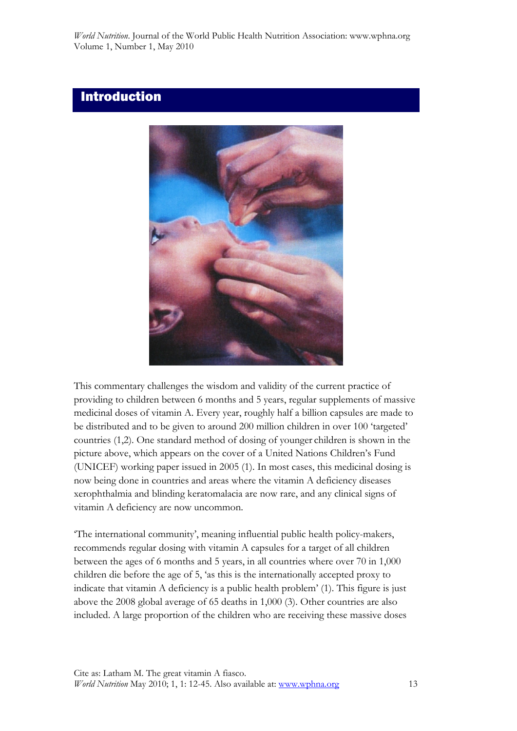## Introduction

This commentary challenges the wisdom and validity of the current practice of providing to children between 6 months and 5 years, regular supplements of massive medicinal doses of vitamin A. Every year, roughly half a billion capsules are made to be distributed and to be given to around 200 million children in over 100 'targeted' countries (1,2). One standard method of dosing of younger children is shown in the picture above, which appears on the cover of a United Nations Children's Fund (UNICEF) working paper issued in 2005 (1). In most cases, this medicinal dosing is now being done in countries and areas where the vitamin A deficiency diseases xerophthalmia and blinding keratomalacia are now rare, and any clinical signs of vitamin A deficiency are now uncommon.

'The international community', meaning influential public health policy-makers, recommends regular dosing with vitamin A capsules for a target of all children between the ages of 6 months and 5 years, in all countries where over 70 in 1,000 children die before the age of 5, 'as this is the internationally accepted proxy to indicate that vitamin A deficiency is a public health problem' (1). This figure is just above the 2008 global average of 65 deaths in 1,000 (3). Other countries are also included. A large proportion of the children who are receiving these massive doses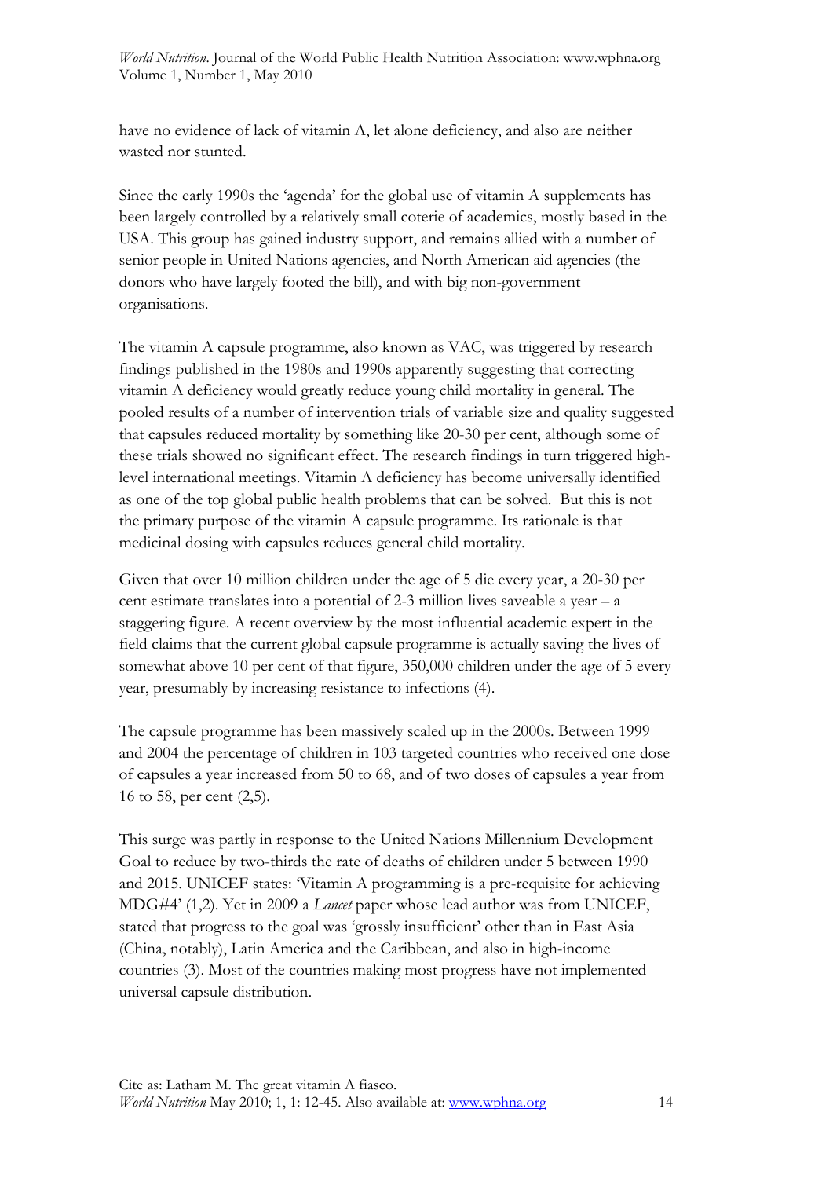have no evidence of lack of vitamin A, let alone deficiency, and also are neither wasted nor stunted.

Since the early 1990s the 'agenda' for the global use of vitamin A supplements has been largely controlled by a relatively small coterie of academics, mostly based in the USA. This group has gained industry support, and remains allied with a number of senior people in United Nations agencies, and North American aid agencies (the donors who have largely footed the bill), and with big non-government organisations.

The vitamin A capsule programme, also known as VAC, was triggered by research findings published in the 1980s and 1990s apparently suggesting that correcting vitamin A deficiency would greatly reduce young child mortality in general. The pooled results of a number of intervention trials of variable size and quality suggested that capsules reduced mortality by something like 20-30 per cent, although some of these trials showed no significant effect. The research findings in turn triggered high-level international meetings. Vitamin A deficiency has become universally identified as one of the top global public health problems that can be solved. But this is not the primary purpose of the vitamin A capsule programme. Its rationale is that medicinal dosing with capsules reduces general child mortality.

Given that over 10 million children under the age of 5 die every year, a 20-30 per cent estimate translates into a potential of 2-3 million lives saveable a year – a staggering figure. A recent overview by the most influential academic expert in the field claims that the current global capsule programme is actually saving the lives of somewhat above 10 per cent of that figure, 350,000 children under the age of 5 every year, presumably by increasing resistance to infections (4).

The capsule programme has been massively scaled up in the 2000s. Between 1999 and 2004 the percentage of children in 103 targeted countries who received one dose of capsules a year increased from 50 to 68, and of two doses of capsules a year from 16 to 58, per cent (2,5).

This surge was partly in response to the United Nations Millennium Development Goal to reduce by two-thirds the rate of deaths of children under 5 between 1990 and 2015. UNICEF states: 'Vitamin A programming is a pre-requisite for achieving MDG#4' (1,2). Yet in 2009 a *Lancet* paper whose lead author was from UNICEF, stated that progress to the goal was 'grossly insufficient' other than in East Asia (China, notably), Latin America and the Caribbean, and also in high-income countries (3). Most of the countries making most progress have not implemented universal capsule distribution.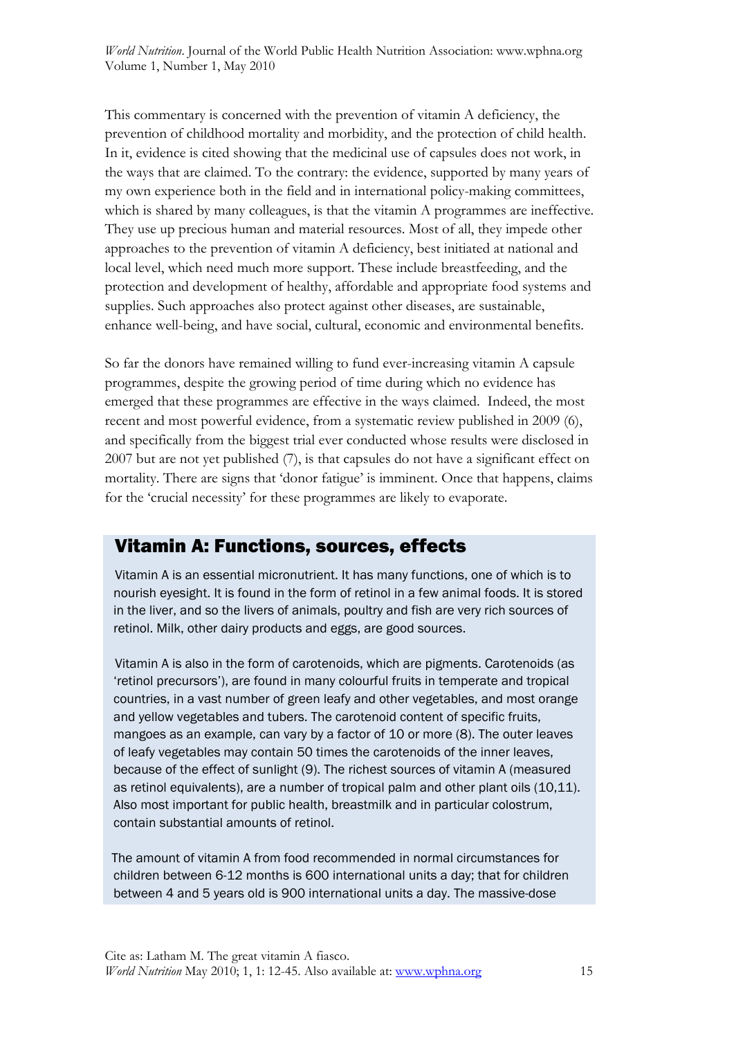This commentary is concerned with the prevention of vitamin A deficiency, the prevention of childhood mortality and morbidity, and the protection of child health. In it, evidence is cited showing that the medicinal use of capsules does not work, in the ways that are claimed. To the contrary: the evidence, supported by many years of my own experience both in the field and in international policy-making committees, which is shared by many colleagues, is that the vitamin A programmes are ineffective. They use up precious human and material resources. Most of all, they impede other approaches to the prevention of vitamin A deficiency, best initiated at national and local level, which need much more support. These include breastfeeding, and the protection and development of healthy, affordable and appropriate food systems and supplies. Such approaches also protect against other diseases, are sustainable, enhance well-being, and have social, cultural, economic and environmental benefits.

So far the donors have remained willing to fund ever-increasing vitamin A capsule programmes, despite the growing period of time during which no evidence has emerged that these programmes are effective in the ways claimed. Indeed, the most recent and most powerful evidence, from a systematic review published in 2009 (6), and specifically from the biggest trial ever conducted whose results were disclosed in 2007 but are not yet published (7), is that capsules do not have a significant effect on mortality. There are signs that 'donor fatigue' is imminent. Once that happens, claims for the 'crucial necessity' for these programmes are likely to evaporate.

## Vitamin A: Functions, sources, effects

Vitamin A is an essential micronutrient. It has many functions, one of which is to nourish eyesight. It is found in the form of retinol in a few animal foods. It is stored in the liver, and so the livers of animals, poultry and fish are very rich sources of retinol. Milk, other dairy products and eggs, are good sources.

Vitamin A is also in the form of carotenoids, which are pigments. Carotenoids (as 'retinol precursors'), are found in many colourful fruits in temperate and tropical countries, in a vast number of green leafy and other vegetables, and most orange and yellow vegetables and tubers. The carotenoid content of specific fruits, mangoes as an example, can vary by a factor of 10 or more (8). The outer leaves of leafy vegetables may contain 50 times the carotenoids of the inner leaves, because of the effect of sunlight (9). The richest sources of vitamin A (measured as retinol equivalents), are a number of tropical palm and other plant oils (10,11). Also most important for public health, breastmilk and in particular colostrum, contain substantial amounts of retinol.

The amount of vitamin A from food recommended in normal circumstances for children between 6-12 months is 600 international units a day; that for children between 4 and 5 years old is 900 international units a day. The massive-dose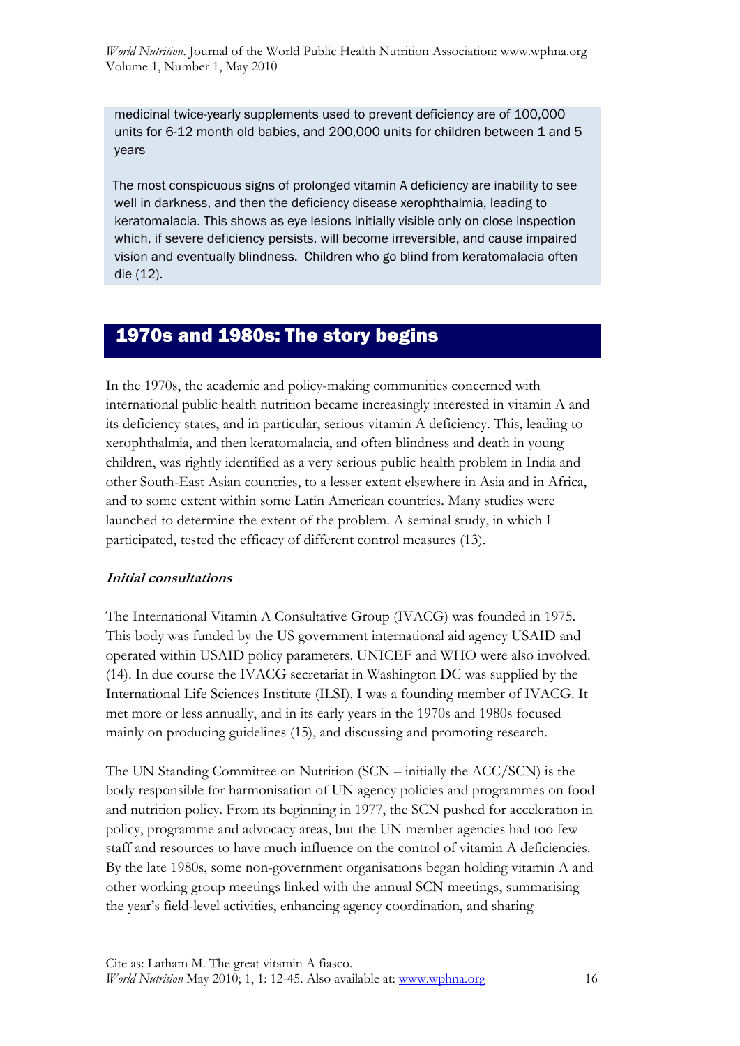medicinal twice-yearly supplements used to prevent deficiency are of 100,000 units for 6-12 month old babies, and 200,000 units for children between 1 and 5 years

The most conspicuous signs of prolonged vitamin A deficiency are inability to see well in darkness, and then the deficiency disease xerophthalmia, leading to keratomalacia. This shows as eye lesions initially visible only on close inspection which, if severe deficiency persists, will become irreversible, and cause impaired vision and eventually blindness. Children who go blind from keratomalacia often die (12).

## 1970s and 1980s: The story begins

In the 1970s, the academic and policy-making communities concerned with international public health nutrition became increasingly interested in vitamin A and its deficiency states, and in particular, serious vitamin A deficiency. This, leading to xerophthalmia, and then keratomalacia, and often blindness and death in young children, was rightly identified as a very serious public health problem in India and other South-East Asian countries, to a lesser extent elsewhere in Asia and in Africa, and to some extent within some Latin American countries. Many studies were launched to determine the extent of the problem. A seminal study, in which I participated, tested the efficacy of different control measures (13).

### *Initial consultations*

The International Vitamin A Consultative Group (IVACG) was founded in 1975. This body was funded by the US government international aid agency USAID and operated within USAID policy parameters. UNICEF and WHO were also involved. (14). In due course the IVACG secretariat in Washington DC was supplied by the International Life Sciences Institute (ILSI). I was a founding member of IVACG. It met more or less annually, and in its early years in the 1970s and 1980s focused mainly on producing guidelines (15), and discussing and promoting research.

The UN Standing Committee on Nutrition (SCN – initially the ACC/SCN) is the body responsible for harmonisation of UN agency policies and programmes on food and nutrition policy. From its beginning in 1977, the SCN pushed for acceleration in policy, programme and advocacy areas, but the UN member agencies had too few staff and resources to have much influence on the control of vitamin A deficiencies. By the late 1980s, some non-government organisations began holding vitamin A and other working group meetings linked with the annual SCN meetings, summarising the year's field-level activities, enhancing agency coordination, and sharing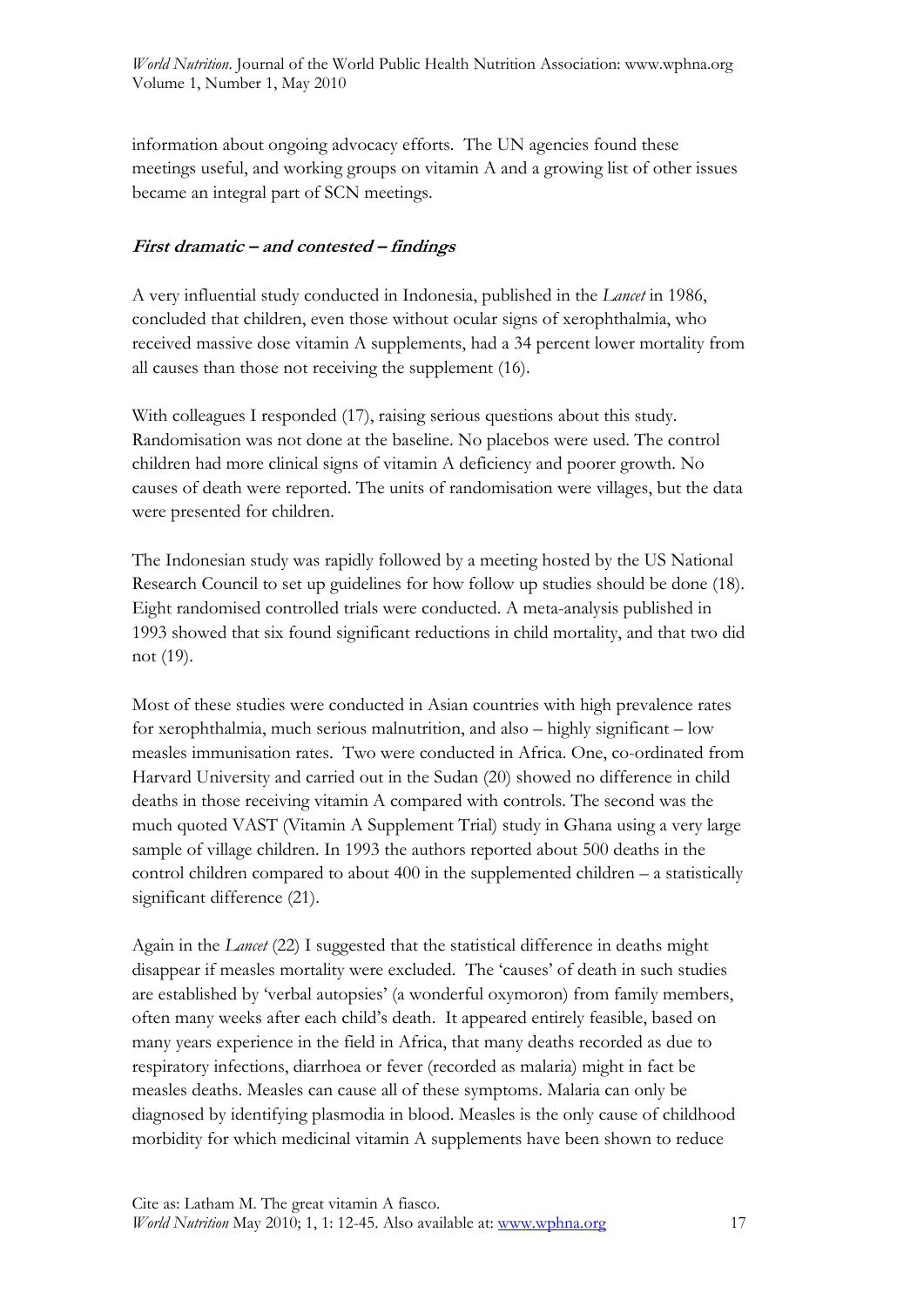information about ongoing advocacy efforts. The UN agencies found these meetings useful, and working groups on vitamin A and a growing list of other issues became an integral part of SCN meetings.

### ***First dramatic – and contested – findings***

A very influential study conducted in Indonesia, published in the *Lancet* in 1986, concluded that children, even those without ocular signs of xerophthalmia, who received massive dose vitamin A supplements, had a 34 percent lower mortality from all causes than those not receiving the supplement (16).

With colleagues I responded (17), raising serious questions about this study. Randomisation was not done at the baseline. No placebos were used. The control children had more clinical signs of vitamin A deficiency and poorer growth. No causes of death were reported. The units of randomisation were villages, but the data were presented for children.

The Indonesian study was rapidly followed by a meeting hosted by the US National Research Council to set up guidelines for how follow up studies should be done (18). Eight randomised controlled trials were conducted. A meta-analysis published in 1993 showed that six found significant reductions in child mortality, and that two did not (19).

Most of these studies were conducted in Asian countries with high prevalence rates for xerophthalmia, much serious malnutrition, and also – highly significant – low measles immunisation rates. Two were conducted in Africa. One, co-ordinated from Harvard University and carried out in the Sudan (20) showed no difference in child deaths in those receiving vitamin A compared with controls. The second was the much quoted VAST (Vitamin A Supplement Trial) study in Ghana using a very large sample of village children. In 1993 the authors reported about 500 deaths in the control children compared to about 400 in the supplemented children – a statistically significant difference (21).

Again in the *Lancet* (22) I suggested that the statistical difference in deaths might disappear if measles mortality were excluded. The 'causes' of death in such studies are established by 'verbal autopsies' (a wonderful oxymoron) from family members, often many weeks after each child's death. It appeared entirely feasible, based on many years experience in the field in Africa, that many deaths recorded as due to respiratory infections, diarrhoea or fever (recorded as malaria) might in fact be measles deaths. Measles can cause all of these symptoms. Malaria can only be diagnosed by identifying plasmodia in blood. Measles is the only cause of childhood morbidity for which medicinal vitamin A supplements have been shown to reduce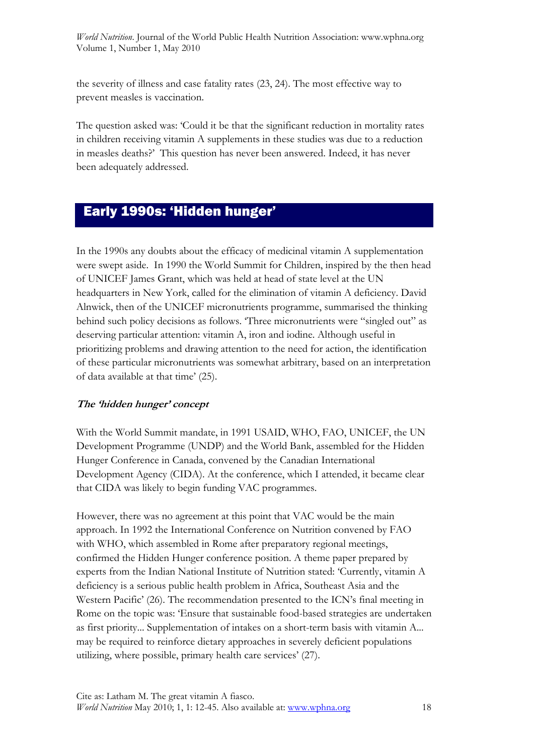the severity of illness and case fatality rates (23, 24). The most effective way to prevent measles is vaccination.

The question asked was: 'Could it be that the significant reduction in mortality rates in children receiving vitamin A supplements in these studies was due to a reduction in measles deaths?' This question has never been answered. Indeed, it has never been adequately addressed.

## Early 1990s: 'Hidden hunger'

In the 1990s any doubts about the efficacy of medicinal vitamin A supplementation were swept aside. In 1990 the World Summit for Children, inspired by the then head of UNICEF James Grant, which was held at head of state level at the UN headquarters in New York, called for the elimination of vitamin A deficiency. David Alnwick, then of the UNICEF micronutrients programme, summarised the thinking behind such policy decisions as follows. 'Three micronutrients were "singled out" as deserving particular attention: vitamin A, iron and iodine. Although useful in prioritizing problems and drawing attention to the need for action, the identification of these particular micronutrients was somewhat arbitrary, based on an interpretation of data available at that time' (25).

### *The 'hidden hunger' concept*

With the World Summit mandate, in 1991 USAID, WHO, FAO, UNICEF, the UN Development Programme (UNDP) and the World Bank, assembled for the Hidden Hunger Conference in Canada, convened by the Canadian International Development Agency (CIDA). At the conference, which I attended, it became clear that CIDA was likely to begin funding VAC programmes.

However, there was no agreement at this point that VAC would be the main approach. In 1992 the International Conference on Nutrition convened by FAO with WHO, which assembled in Rome after preparatory regional meetings, confirmed the Hidden Hunger conference position. A theme paper prepared by experts from the Indian National Institute of Nutrition stated: 'Currently, vitamin A deficiency is a serious public health problem in Africa, Southeast Asia and the Western Pacific' (26). The recommendation presented to the ICN's final meeting in Rome on the topic was: 'Ensure that sustainable food-based strategies are undertaken as first priority... Supplementation of intakes on a short-term basis with vitamin A... may be required to reinforce dietary approaches in severely deficient populations utilizing, where possible, primary health care services' (27).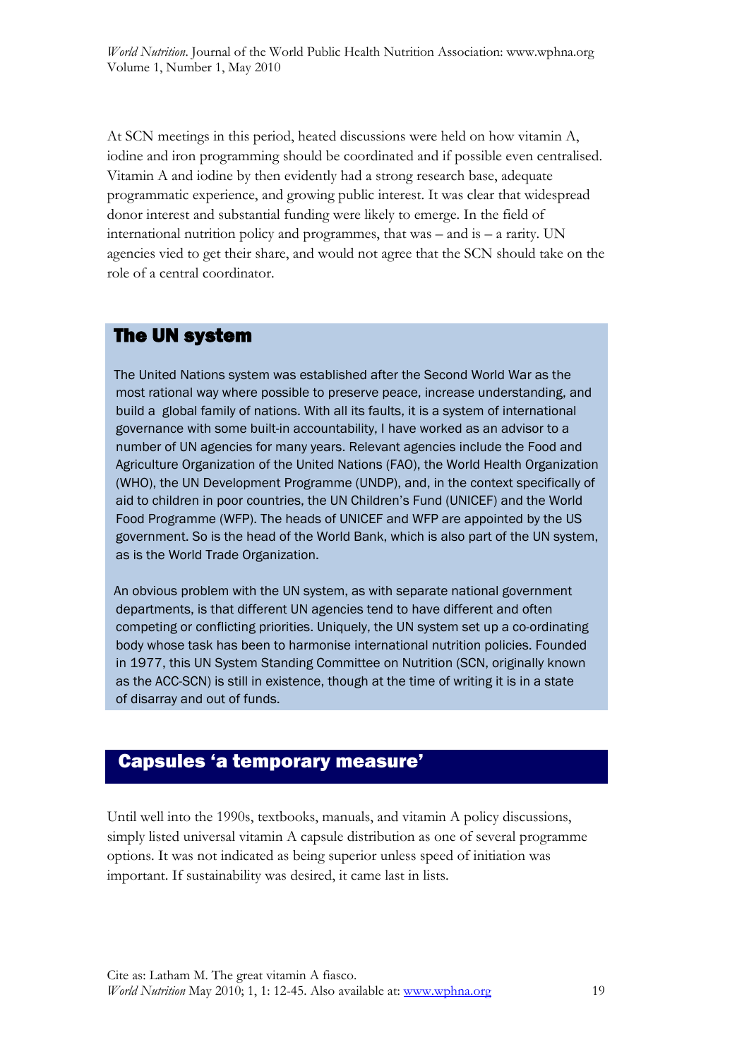At SCN meetings in this period, heated discussions were held on how vitamin A, iodine and iron programming should be coordinated and if possible even centralised. Vitamin A and iodine by then evidently had a strong research base, adequate programmatic experience, and growing public interest. It was clear that widespread donor interest and substantial funding were likely to emerge. In the field of international nutrition policy and programmes, that was – and is – a rarity. UN agencies vied to get their share, and would not agree that the SCN should take on the role of a central coordinator.

## The UN system

The United Nations system was established after the Second World War as the most rational way where possible to preserve peace, increase understanding, and build a global family of nations. With all its faults, it is a system of international governance with some built-in accountability, I have worked as an advisor to a number of UN agencies for many years. Relevant agencies include the Food and Agriculture Organization of the United Nations (FAO), the World Health Organization (WHO), the UN Development Programme (UNDP), and, in the context specifically of aid to children in poor countries, the UN Children's Fund (UNICEF) and the World Food Programme (WFP). The heads of UNICEF and WFP are appointed by the US government. So is the head of the World Bank, which is also part of the UN system, as is the World Trade Organization.

An obvious problem with the UN system, as with separate national government departments, is that different UN agencies tend to have different and often competing or conflicting priorities. Uniquely, the UN system set up a co-ordinating body whose task has been to harmonise international nutrition policies. Founded in 1977, this UN System Standing Committee on Nutrition (SCN, originally known as the ACC-SCN) is still in existence, though at the time of writing it is in a state of disarray and out of funds.

## Capsules 'a temporary measure'

Until well into the 1990s, textbooks, manuals, and vitamin A policy discussions, simply listed universal vitamin A capsule distribution as one of several programme options. It was not indicated as being superior unless speed of initiation was important. If sustainability was desired, it came last in lists.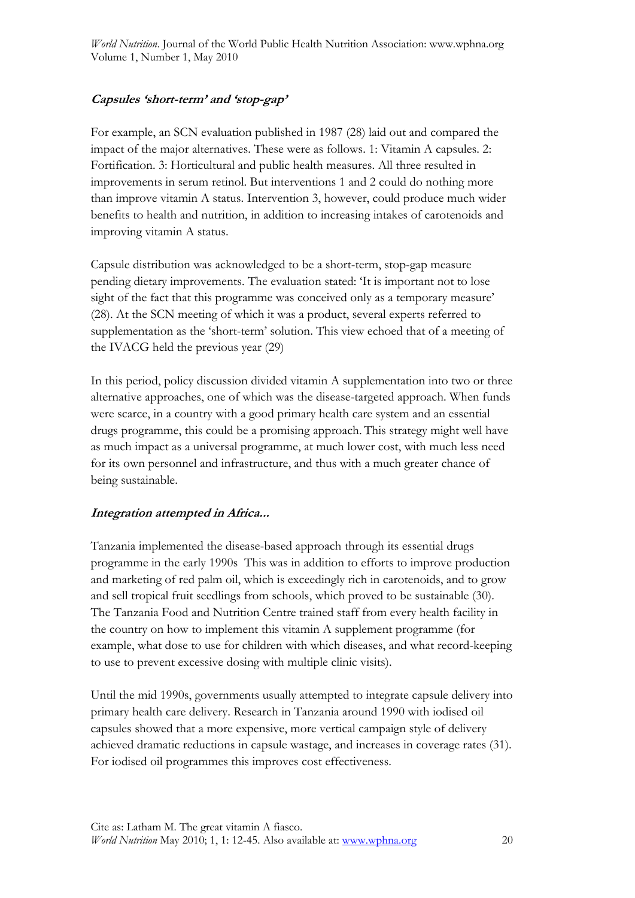### *Capsules 'short-term' and 'stop-gap'*

For example, an SCN evaluation published in 1987 (28) laid out and compared the impact of the major alternatives. These were as follows. 1: Vitamin A capsules. 2: Fortification. 3: Horticultural and public health measures. All three resulted in improvements in serum retinol. But interventions 1 and 2 could do nothing more than improve vitamin A status. Intervention 3, however, could produce much wider benefits to health and nutrition, in addition to increasing intakes of carotenoids and improving vitamin A status.

Capsule distribution was acknowledged to be a short-term, stop-gap measure pending dietary improvements. The evaluation stated: 'It is important not to lose sight of the fact that this programme was conceived only as a temporary measure' (28). At the SCN meeting of which it was a product, several experts referred to supplementation as the 'short-term' solution. This view echoed that of a meeting of the IVACG held the previous year (29)

In this period, policy discussion divided vitamin A supplementation into two or three alternative approaches, one of which was the disease-targeted approach. When funds were scarce, in a country with a good primary health care system and an essential drugs programme, this could be a promising approach. This strategy might well have as much impact as a universal programme, at much lower cost, with much less need for its own personnel and infrastructure, and thus with a much greater chance of being sustainable.

### *Integration attempted in Africa...*

Tanzania implemented the disease-based approach through its essential drugs programme in the early 1990s This was in addition to efforts to improve production and marketing of red palm oil, which is exceedingly rich in carotenoids, and to grow and sell tropical fruit seedlings from schools, which proved to be sustainable (30). The Tanzania Food and Nutrition Centre trained staff from every health facility in the country on how to implement this vitamin A supplement programme (for example, what dose to use for children with which diseases, and what record-keeping to use to prevent excessive dosing with multiple clinic visits).

Until the mid 1990s, governments usually attempted to integrate capsule delivery into primary health care delivery. Research in Tanzania around 1990 with iodised oil capsules showed that a more expensive, more vertical campaign style of delivery achieved dramatic reductions in capsule wastage, and increases in coverage rates (31). For iodised oil programmes this improves cost effectiveness.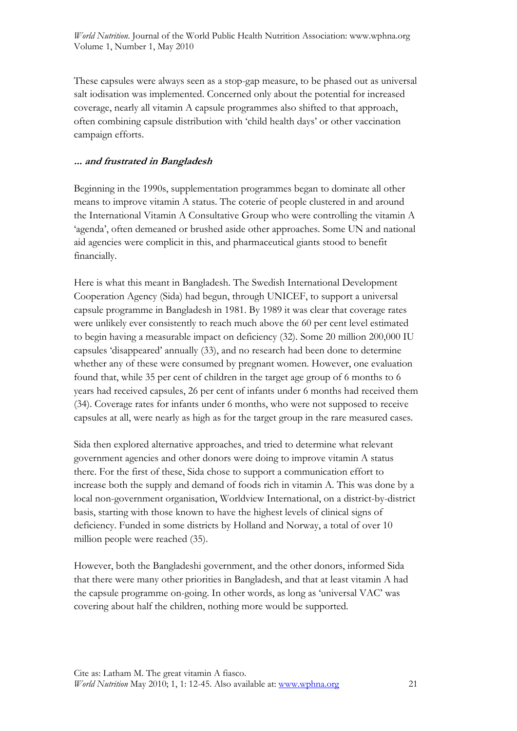These capsules were always seen as a stop-gap measure, to be phased out as universal salt iodisation was implemented. Concerned only about the potential for increased coverage, nearly all vitamin A capsule programmes also shifted to that approach, often combining capsule distribution with 'child health days' or other vaccination campaign efforts.

### *... and frustrated in Bangladesh*

Beginning in the 1990s, supplementation programmes began to dominate all other means to improve vitamin A status. The coterie of people clustered in and around the International Vitamin A Consultative Group who were controlling the vitamin A 'agenda', often demeaned or brushed aside other approaches. Some UN and national aid agencies were complicit in this, and pharmaceutical giants stood to benefit financially.

Here is what this meant in Bangladesh. The Swedish International Development Cooperation Agency (Sida) had begun, through UNICEF, to support a universal capsule programme in Bangladesh in 1981. By 1989 it was clear that coverage rates were unlikely ever consistently to reach much above the 60 per cent level estimated to begin having a measurable impact on deficiency (32). Some 20 million 200,000 IU capsules 'disappeared' annually (33), and no research had been done to determine whether any of these were consumed by pregnant women. However, one evaluation found that, while 35 per cent of children in the target age group of 6 months to 6 years had received capsules, 26 per cent of infants under 6 months had received them (34). Coverage rates for infants under 6 months, who were not supposed to receive capsules at all, were nearly as high as for the target group in the rare measured cases.

Sida then explored alternative approaches, and tried to determine what relevant government agencies and other donors were doing to improve vitamin A status there. For the first of these, Sida chose to support a communication effort to increase both the supply and demand of foods rich in vitamin A. This was done by a local non-government organisation, Worldview International, on a district-by-district basis, starting with those known to have the highest levels of clinical signs of deficiency. Funded in some districts by Holland and Norway, a total of over 10 million people were reached (35).

However, both the Bangladeshi government, and the other donors, informed Sida that there were many other priorities in Bangladesh, and that at least vitamin A had the capsule programme on-going. In other words, as long as 'universal VAC' was covering about half the children, nothing more would be supported.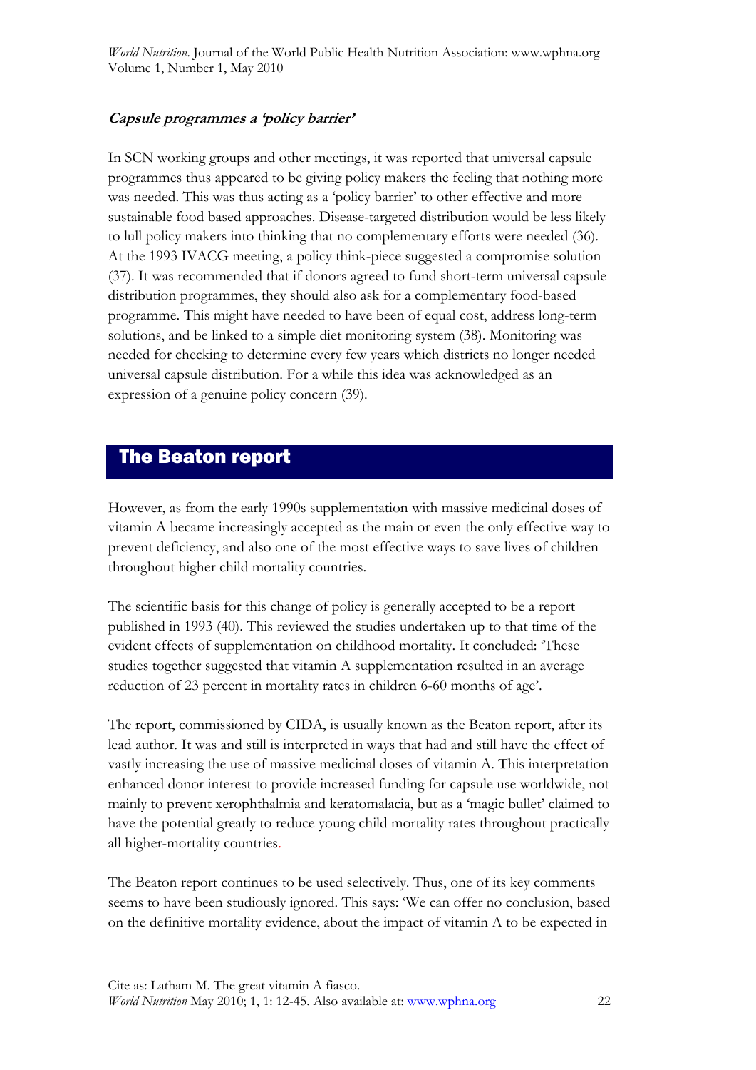***Capsule programmes a 'policy barrier'***

In SCN working groups and other meetings, it was reported that universal capsule programmes thus appeared to be giving policy makers the feeling that nothing more was needed. This was thus acting as a 'policy barrier' to other effective and more sustainable food based approaches. Disease-targeted distribution would be less likely to lull policy makers into thinking that no complementary efforts were needed (36). At the 1993 IVACG meeting, a policy think-piece suggested a compromise solution (37). It was recommended that if donors agreed to fund short-term universal capsule distribution programmes, they should also ask for a complementary food-based programme. This might have needed to have been of equal cost, address long-term solutions, and be linked to a simple diet monitoring system (38). Monitoring was needed for checking to determine every few years which districts no longer needed universal capsule distribution. For a while this idea was acknowledged as an expression of a genuine policy concern (39).

## The Beaton report

However, as from the early 1990s supplementation with massive medicinal doses of vitamin A became increasingly accepted as the main or even the only effective way to prevent deficiency, and also one of the most effective ways to save lives of children throughout higher child mortality countries.

The scientific basis for this change of policy is generally accepted to be a report published in 1993 (40). This reviewed the studies undertaken up to that time of the evident effects of supplementation on childhood mortality. It concluded: 'These studies together suggested that vitamin A supplementation resulted in an average reduction of 23 percent in mortality rates in children 6-60 months of age'.

The report, commissioned by CIDA, is usually known as the Beaton report, after its lead author. It was and still is interpreted in ways that had and still have the effect of vastly increasing the use of massive medicinal doses of vitamin A. This interpretation enhanced donor interest to provide increased funding for capsule use worldwide, not mainly to prevent xerophthalmia and keratomalacia, but as a 'magic bullet' claimed to have the potential greatly to reduce young child mortality rates throughout practically all higher-mortality countries.

The Beaton report continues to be used selectively. Thus, one of its key comments seems to have been studiously ignored. This says: 'We can offer no conclusion, based on the definitive mortality evidence, about the impact of vitamin A to be expected in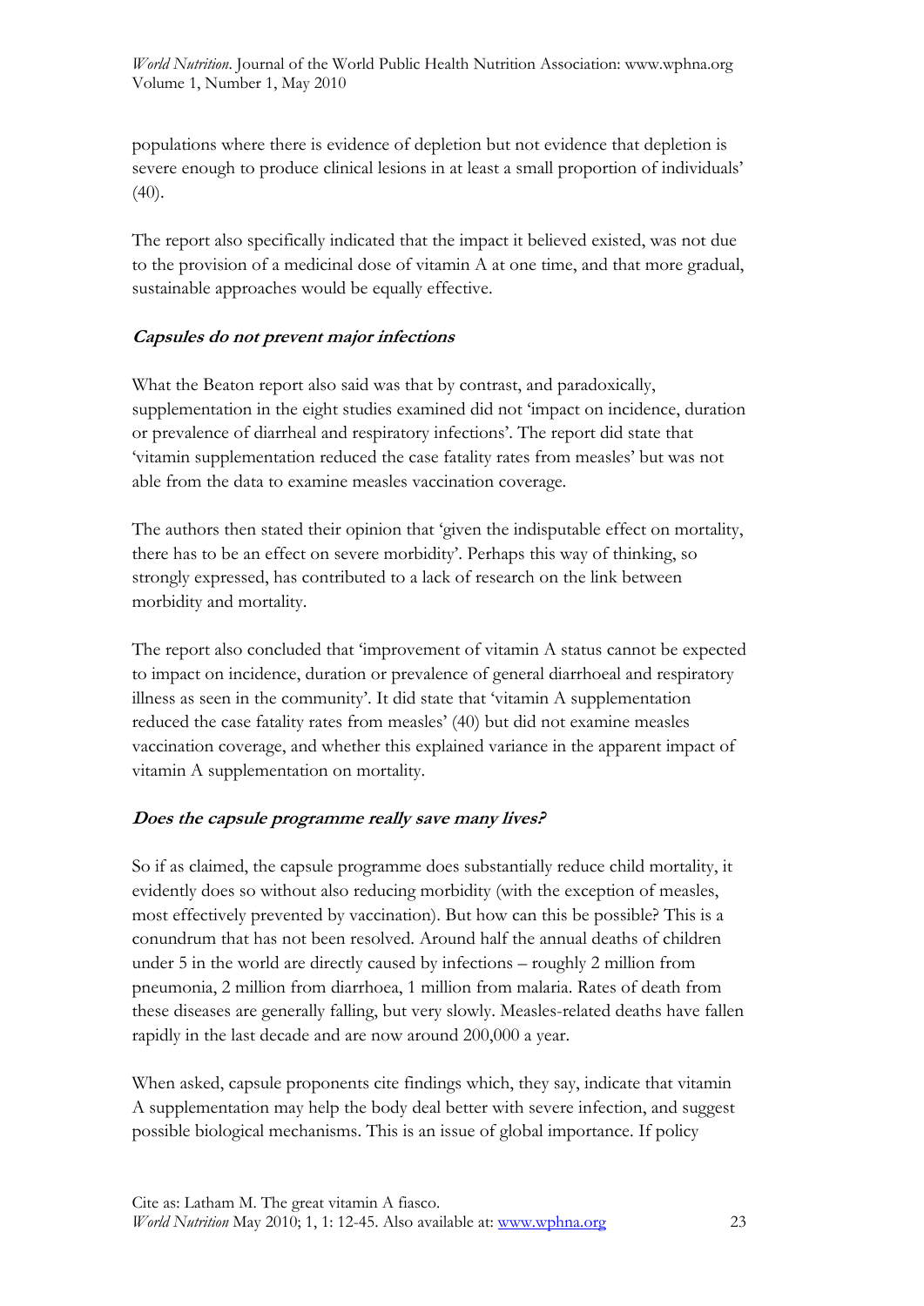populations where there is evidence of depletion but not evidence that depletion is severe enough to produce clinical lesions in at least a small proportion of individuals' (40).

The report also specifically indicated that the impact it believed existed, was not due to the provision of a medicinal dose of vitamin A at one time, and that more gradual, sustainable approaches would be equally effective.

### *Capsules do not prevent major infections*

What the Beaton report also said was that by contrast, and paradoxically, supplementation in the eight studies examined did not 'impact on incidence, duration or prevalence of diarrheal and respiratory infections'. The report did state that 'vitamin supplementation reduced the case fatality rates from measles' but was not able from the data to examine measles vaccination coverage.

The authors then stated their opinion that 'given the indisputable effect on mortality, there has to be an effect on severe morbidity'. Perhaps this way of thinking, so strongly expressed, has contributed to a lack of research on the link between morbidity and mortality.

The report also concluded that 'improvement of vitamin A status cannot be expected to impact on incidence, duration or prevalence of general diarrhoeal and respiratory illness as seen in the community'. It did state that 'vitamin A supplementation reduced the case fatality rates from measles' (40) but did not examine measles vaccination coverage, and whether this explained variance in the apparent impact of vitamin A supplementation on mortality.

### *Does the capsule programme really save many lives?*

So if as claimed, the capsule programme does substantially reduce child mortality, it evidently does so without also reducing morbidity (with the exception of measles, most effectively prevented by vaccination). But how can this be possible? This is a conundrum that has not been resolved. Around half the annual deaths of children under 5 in the world are directly caused by infections – roughly 2 million from pneumonia, 2 million from diarrhoea, 1 million from malaria. Rates of death from these diseases are generally falling, but very slowly. Measles-related deaths have fallen rapidly in the last decade and are now around 200,000 a year.

When asked, capsule proponents cite findings which, they say, indicate that vitamin A supplementation may help the body deal better with severe infection, and suggest possible biological mechanisms. This is an issue of global importance. If policy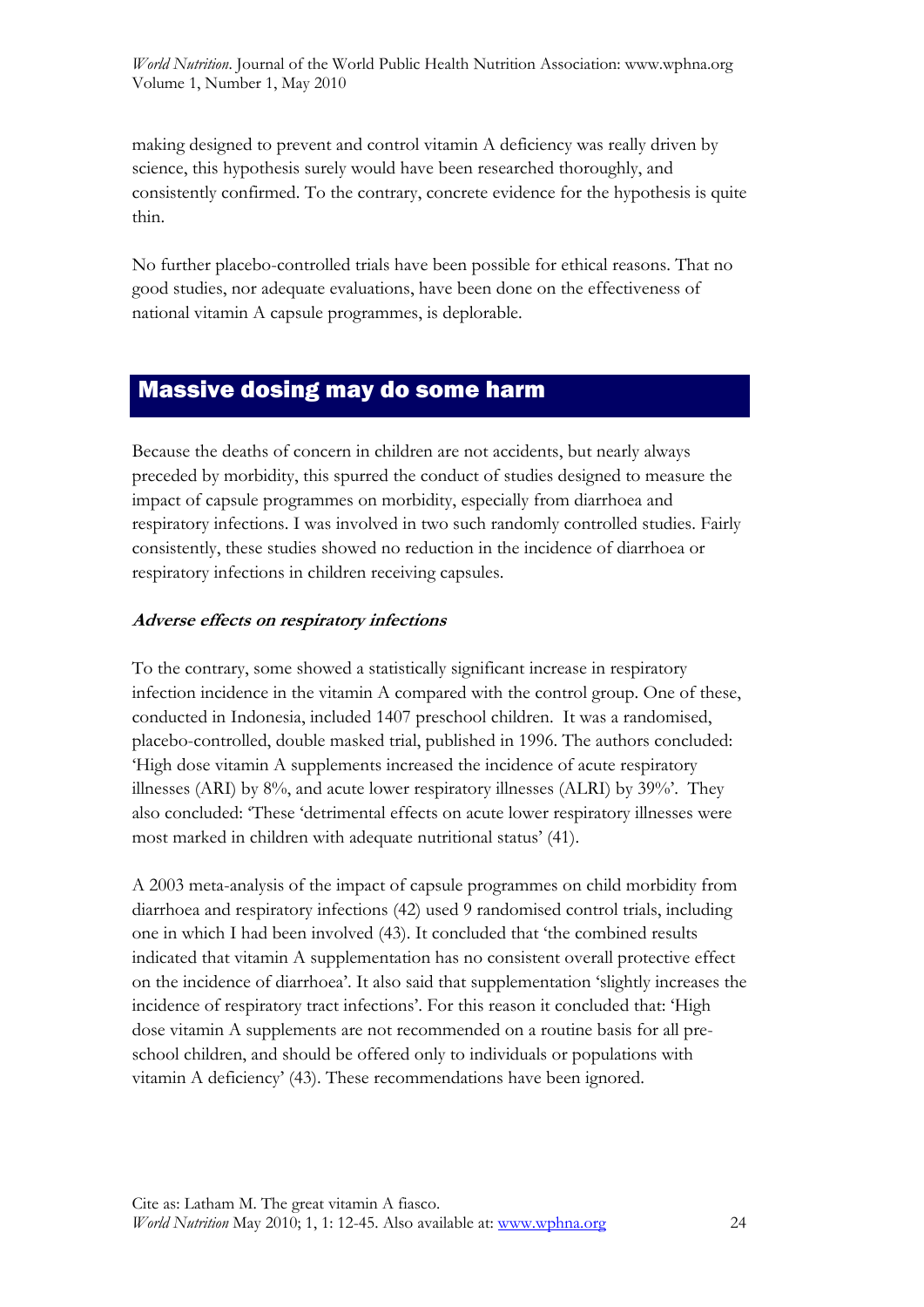making designed to prevent and control vitamin A deficiency was really driven by science, this hypothesis surely would have been researched thoroughly, and consistently confirmed. To the contrary, concrete evidence for the hypothesis is quite thin.

No further placebo-controlled trials have been possible for ethical reasons. That no good studies, nor adequate evaluations, have been done on the effectiveness of national vitamin A capsule programmes, is deplorable.

## Massive dosing may do some harm

Because the deaths of concern in children are not accidents, but nearly always preceded by morbidity, this spurred the conduct of studies designed to measure the impact of capsule programmes on morbidity, especially from diarrhoea and respiratory infections. I was involved in two such randomly controlled studies. Fairly consistently, these studies showed no reduction in the incidence of diarrhoea or respiratory infections in children receiving capsules.

### *Adverse effects on respiratory infections*

To the contrary, some showed a statistically significant increase in respiratory infection incidence in the vitamin A compared with the control group. One of these, conducted in Indonesia, included 1407 preschool children. It was a randomised, placebo-controlled, double masked trial, published in 1996. The authors concluded: 'High dose vitamin A supplements increased the incidence of acute respiratory illnesses (ARI) by 8%, and acute lower respiratory illnesses (ALRI) by 39%'. They also concluded: 'These 'detrimental effects on acute lower respiratory illnesses were most marked in children with adequate nutritional status' (41).

A 2003 meta-analysis of the impact of capsule programmes on child morbidity from diarrhoea and respiratory infections (42) used 9 randomised control trials, including one in which I had been involved (43). It concluded that 'the combined results indicated that vitamin A supplementation has no consistent overall protective effect on the incidence of diarrhoea'. It also said that supplementation 'slightly increases the incidence of respiratory tract infections'. For this reason it concluded that: 'High dose vitamin A supplements are not recommended on a routine basis for all pre-school children, and should be offered only to individuals or populations with vitamin A deficiency' (43). These recommendations have been ignored.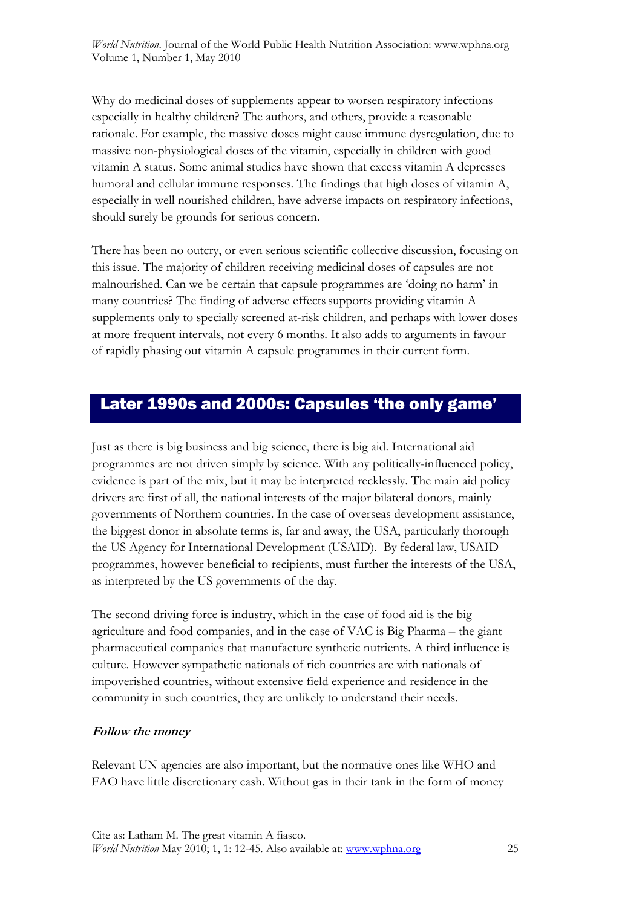Why do medicinal doses of supplements appear to worsen respiratory infections especially in healthy children? The authors, and others, provide a reasonable rationale. For example, the massive doses might cause immune dysregulation, due to massive non-physiological doses of the vitamin, especially in children with good vitamin A status. Some animal studies have shown that excess vitamin A depresses humoral and cellular immune responses. The findings that high doses of vitamin A, especially in well nourished children, have adverse impacts on respiratory infections, should surely be grounds for serious concern.

There has been no outcry, or even serious scientific collective discussion, focusing on this issue. The majority of children receiving medicinal doses of capsules are not malnourished. Can we be certain that capsule programmes are 'doing no harm' in many countries? The finding of adverse effects supports providing vitamin A supplements only to specially screened at-risk children, and perhaps with lower doses at more frequent intervals, not every 6 months. It also adds to arguments in favour of rapidly phasing out vitamin A capsule programmes in their current form.

## Later 1990s and 2000s: Capsules 'the only game'

Just as there is big business and big science, there is big aid. International aid programmes are not driven simply by science. With any politically-influenced policy, evidence is part of the mix, but it may be interpreted recklessly. The main aid policy drivers are first of all, the national interests of the major bilateral donors, mainly governments of Northern countries. In the case of overseas development assistance, the biggest donor in absolute terms is, far and away, the USA, particularly thorough the US Agency for International Development (USAID). By federal law, USAID programmes, however beneficial to recipients, must further the interests of the USA, as interpreted by the US governments of the day.

The second driving force is industry, which in the case of food aid is the big agriculture and food companies, and in the case of VAC is Big Pharma – the giant pharmaceutical companies that manufacture synthetic nutrients. A third influence is culture. However sympathetic nationals of rich countries are with nationals of impoverished countries, without extensive field experience and residence in the community in such countries, they are unlikely to understand their needs.

### *Follow the money*

Relevant UN agencies are also important, but the normative ones like WHO and FAO have little discretionary cash. Without gas in their tank in the form of money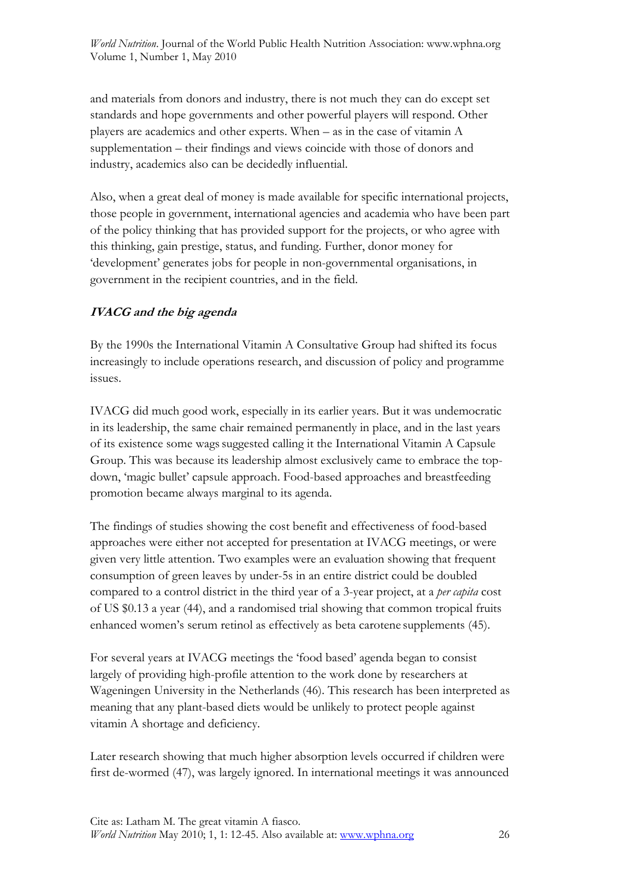and materials from donors and industry, there is not much they can do except set standards and hope governments and other powerful players will respond. Other players are academics and other experts. When – as in the case of vitamin A supplementation – their findings and views coincide with those of donors and industry, academics also can be decidedly influential.

Also, when a great deal of money is made available for specific international projects, those people in government, international agencies and academia who have been part of the policy thinking that has provided support for the projects, or who agree with this thinking, gain prestige, status, and funding. Further, donor money for 'development' generates jobs for people in non-governmental organisations, in government in the recipient countries, and in the field.

### ***IVACG and the big agenda***

By the 1990s the International Vitamin A Consultative Group had shifted its focus increasingly to include operations research, and discussion of policy and programme issues.

IVACG did much good work, especially in its earlier years. But it was undemocratic in its leadership, the same chair remained permanently in place, and in the last years of its existence some wags suggested calling it the International Vitamin A Capsule Group. This was because its leadership almost exclusively came to embrace the top-down, 'magic bullet' capsule approach. Food-based approaches and breastfeeding promotion became always marginal to its agenda.

The findings of studies showing the cost benefit and effectiveness of food-based approaches were either not accepted for presentation at IVACG meetings, or were given very little attention. Two examples were an evaluation showing that frequent consumption of green leaves by under-5s in an entire district could be doubled compared to a control district in the third year of a 3-year project, at a *per capita* cost of US $0.13 a year (44), and a randomised trial showing that common tropical fruits enhanced women's serum retinol as effectively as beta carotene supplements (45).

For several years at IVACG meetings the 'food based' agenda began to consist largely of providing high-profile attention to the work done by researchers at Wageningen University in the Netherlands (46). This research has been interpreted as meaning that any plant-based diets would be unlikely to protect people against vitamin A shortage and deficiency.

Later research showing that much higher absorption levels occurred if children were first de-wormed (47), was largely ignored. In international meetings it was announced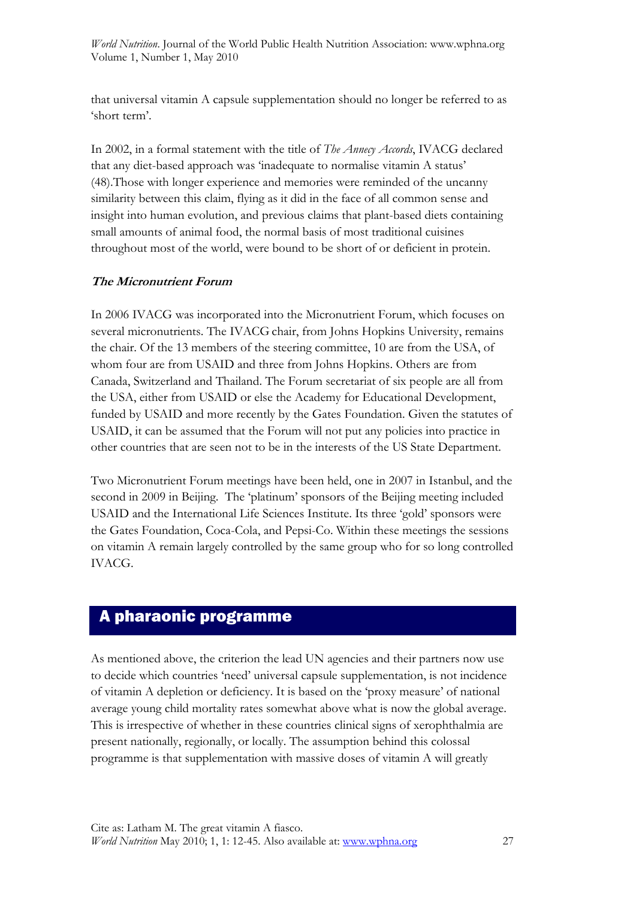that universal vitamin A capsule supplementation should no longer be referred to as 'short term'.

In 2002, in a formal statement with the title of *The Annecy Accords*, IVACG declared that any diet-based approach was 'inadequate to normalise vitamin A status' (48).Those with longer experience and memories were reminded of the uncanny similarity between this claim, flying as it did in the face of all common sense and insight into human evolution, and previous claims that plant-based diets containing small amounts of animal food, the normal basis of most traditional cuisines throughout most of the world, were bound to be short of or deficient in protein.

### *The Micronutrient Forum*

In 2006 IVACG was incorporated into the Micronutrient Forum, which focuses on several micronutrients. The IVACG chair, from Johns Hopkins University, remains the chair. Of the 13 members of the steering committee, 10 are from the USA, of whom four are from USAID and three from Johns Hopkins. Others are from Canada, Switzerland and Thailand. The Forum secretariat of six people are all from the USA, either from USAID or else the Academy for Educational Development, funded by USAID and more recently by the Gates Foundation. Given the statutes of USAID, it can be assumed that the Forum will not put any policies into practice in other countries that are seen not to be in the interests of the US State Department.

Two Micronutrient Forum meetings have been held, one in 2007 in Istanbul, and the second in 2009 in Beijing. The 'platinum' sponsors of the Beijing meeting included USAID and the International Life Sciences Institute. Its three 'gold' sponsors were the Gates Foundation, Coca-Cola, and Pepsi-Co. Within these meetings the sessions on vitamin A remain largely controlled by the same group who for so long controlled IVACG.

## A pharaonic programme

As mentioned above, the criterion the lead UN agencies and their partners now use to decide which countries 'need' universal capsule supplementation, is not incidence of vitamin A depletion or deficiency. It is based on the 'proxy measure' of national average young child mortality rates somewhat above what is now the global average. This is irrespective of whether in these countries clinical signs of xerophthalmia are present nationally, regionally, or locally. The assumption behind this colossal programme is that supplementation with massive doses of vitamin A will greatly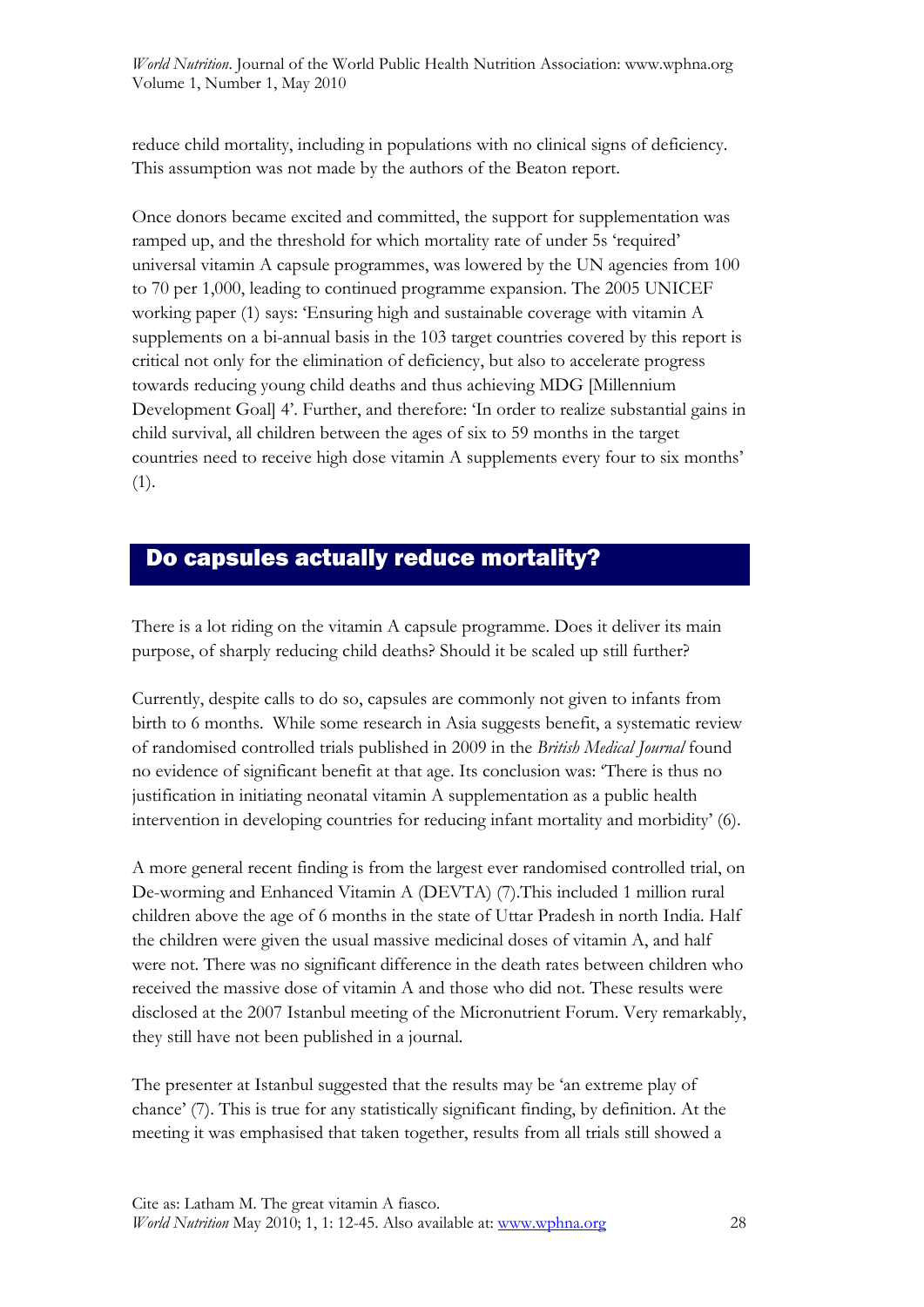reduce child mortality, including in populations with no clinical signs of deficiency. This assumption was not made by the authors of the Beaton report.

Once donors became excited and committed, the support for supplementation was ramped up, and the threshold for which mortality rate of under 5s 'required' universal vitamin A capsule programmes, was lowered by the UN agencies from 100 to 70 per 1,000, leading to continued programme expansion. The 2005 UNICEF working paper (1) says: 'Ensuring high and sustainable coverage with vitamin A supplements on a bi-annual basis in the 103 target countries covered by this report is critical not only for the elimination of deficiency, but also to accelerate progress towards reducing young child deaths and thus achieving MDG [Millennium Development Goal] 4'. Further, and therefore: 'In order to realize substantial gains in child survival, all children between the ages of six to 59 months in the target countries need to receive high dose vitamin A supplements every four to six months' (1).

## Do capsules actually reduce mortality?

There is a lot riding on the vitamin A capsule programme. Does it deliver its main purpose, of sharply reducing child deaths? Should it be scaled up still further?

Currently, despite calls to do so, capsules are commonly not given to infants from birth to 6 months. While some research in Asia suggests benefit, a systematic review of randomised controlled trials published in 2009 in the *British Medical Journal* found no evidence of significant benefit at that age. Its conclusion was: 'There is thus no justification in initiating neonatal vitamin A supplementation as a public health intervention in developing countries for reducing infant mortality and morbidity' (6).

A more general recent finding is from the largest ever randomised controlled trial, on De-worming and Enhanced Vitamin A (DEVTA) (7).This included 1 million rural children above the age of 6 months in the state of Uttar Pradesh in north India. Half the children were given the usual massive medicinal doses of vitamin A, and half were not. There was no significant difference in the death rates between children who received the massive dose of vitamin A and those who did not. These results were disclosed at the 2007 Istanbul meeting of the Micronutrient Forum. Very remarkably, they still have not been published in a journal.

The presenter at Istanbul suggested that the results may be 'an extreme play of chance' (7). This is true for any statistically significant finding, by definition. At the meeting it was emphasised that taken together, results from all trials still showed a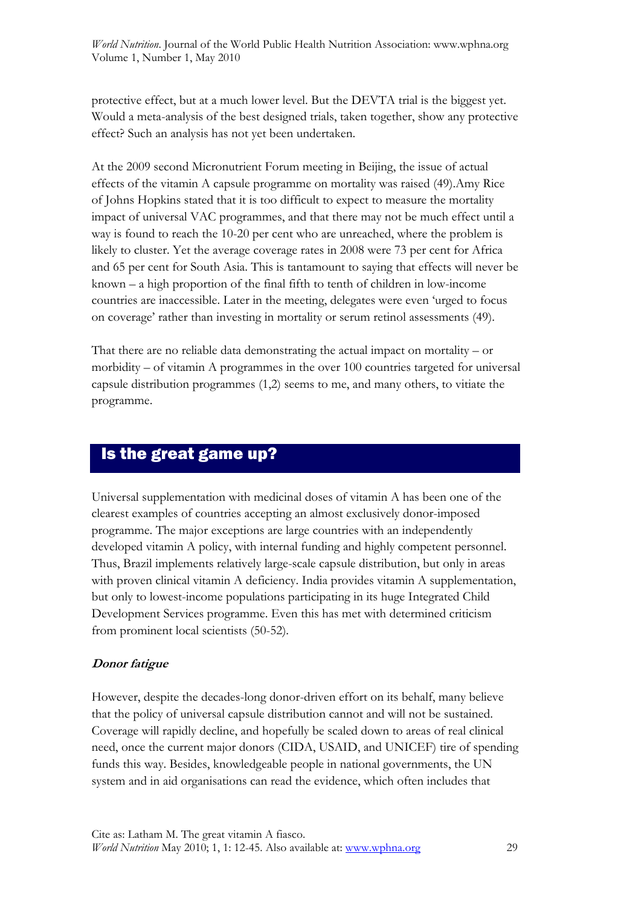protective effect, but at a much lower level. But the DEVTA trial is the biggest yet. Would a meta-analysis of the best designed trials, taken together, show any protective effect? Such an analysis has not yet been undertaken.

At the 2009 second Micronutrient Forum meeting in Beijing, the issue of actual effects of the vitamin A capsule programme on mortality was raised (49).Amy Rice of Johns Hopkins stated that it is too difficult to expect to measure the mortality impact of universal VAC programmes, and that there may not be much effect until a way is found to reach the 10-20 per cent who are unreached, where the problem is likely to cluster. Yet the average coverage rates in 2008 were 73 per cent for Africa and 65 per cent for South Asia. This is tantamount to saying that effects will never be known – a high proportion of the final fifth to tenth of children in low-income countries are inaccessible. Later in the meeting, delegates were even 'urged to focus on coverage' rather than investing in mortality or serum retinol assessments (49).

That there are no reliable data demonstrating the actual impact on mortality – or morbidity – of vitamin A programmes in the over 100 countries targeted for universal capsule distribution programmes (1,2) seems to me, and many others, to vitiate the programme.

## Is the great game up?

Universal supplementation with medicinal doses of vitamin A has been one of the clearest examples of countries accepting an almost exclusively donor-imposed programme. The major exceptions are large countries with an independently developed vitamin A policy, with internal funding and highly competent personnel. Thus, Brazil implements relatively large-scale capsule distribution, but only in areas with proven clinical vitamin A deficiency. India provides vitamin A supplementation, but only to lowest-income populations participating in its huge Integrated Child Development Services programme. Even this has met with determined criticism from prominent local scientists (50-52).

### *Donor fatigue*

However, despite the decades-long donor-driven effort on its behalf, many believe that the policy of universal capsule distribution cannot and will not be sustained. Coverage will rapidly decline, and hopefully be scaled down to areas of real clinical need, once the current major donors (CIDA, USAID, and UNICEF) tire of spending funds this way. Besides, knowledgeable people in national governments, the UN system and in aid organisations can read the evidence, which often includes that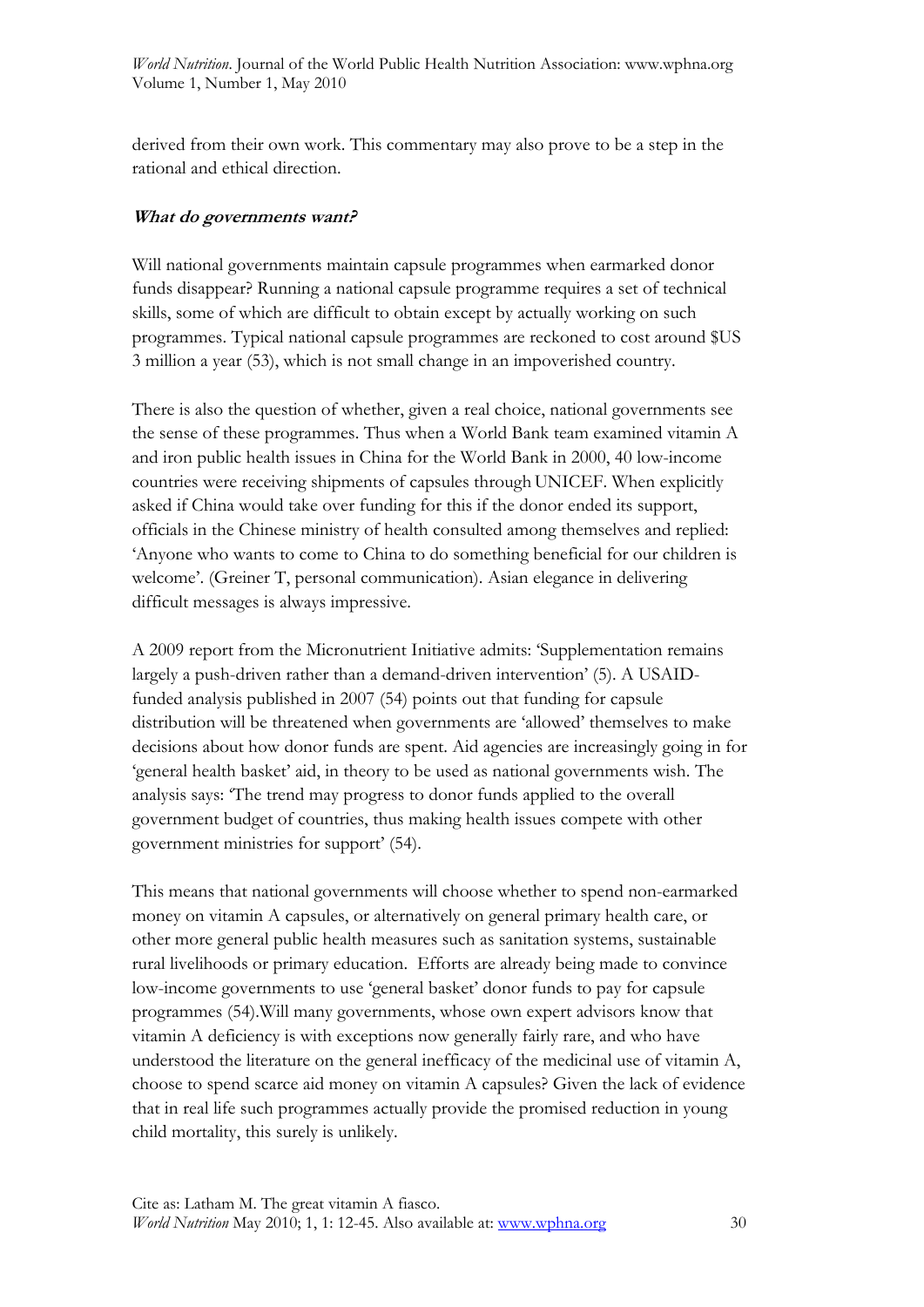derived from their own work. This commentary may also prove to be a step in the rational and ethical direction.

***What do governments want?***

Will national governments maintain capsule programmes when earmarked donor funds disappear? Running a national capsule programme requires a set of technical skills, some of which are difficult to obtain except by actually working on such programmes. Typical national capsule programmes are reckoned to cost around $US 3 million a year (53), which is not small change in an impoverished country.

There is also the question of whether, given a real choice, national governments see the sense of these programmes. Thus when a World Bank team examined vitamin A and iron public health issues in China for the World Bank in 2000, 40 low-income countries were receiving shipments of capsules through UNICEF. When explicitly asked if China would take over funding for this if the donor ended its support, officials in the Chinese ministry of health consulted among themselves and replied: 'Anyone who wants to come to China to do something beneficial for our children is welcome'. (Greiner T, personal communication). Asian elegance in delivering difficult messages is always impressive.

A 2009 report from the Micronutrient Initiative admits: 'Supplementation remains largely a push-driven rather than a demand-driven intervention' (5). A USAID-funded analysis published in 2007 (54) points out that funding for capsule distribution will be threatened when governments are 'allowed' themselves to make decisions about how donor funds are spent. Aid agencies are increasingly going in for 'general health basket' aid, in theory to be used as national governments wish. The analysis says: 'The trend may progress to donor funds applied to the overall government budget of countries, thus making health issues compete with other government ministries for support' (54).

This means that national governments will choose whether to spend non-earmarked money on vitamin A capsules, or alternatively on general primary health care, or other more general public health measures such as sanitation systems, sustainable rural livelihoods or primary education. Efforts are already being made to convince low-income governments to use 'general basket' donor funds to pay for capsule programmes (54).Will many governments, whose own expert advisors know that vitamin A deficiency is with exceptions now generally fairly rare, and who have understood the literature on the general inefficacy of the medicinal use of vitamin A, choose to spend scarce aid money on vitamin A capsules? Given the lack of evidence that in real life such programmes actually provide the promised reduction in young child mortality, this surely is unlikely.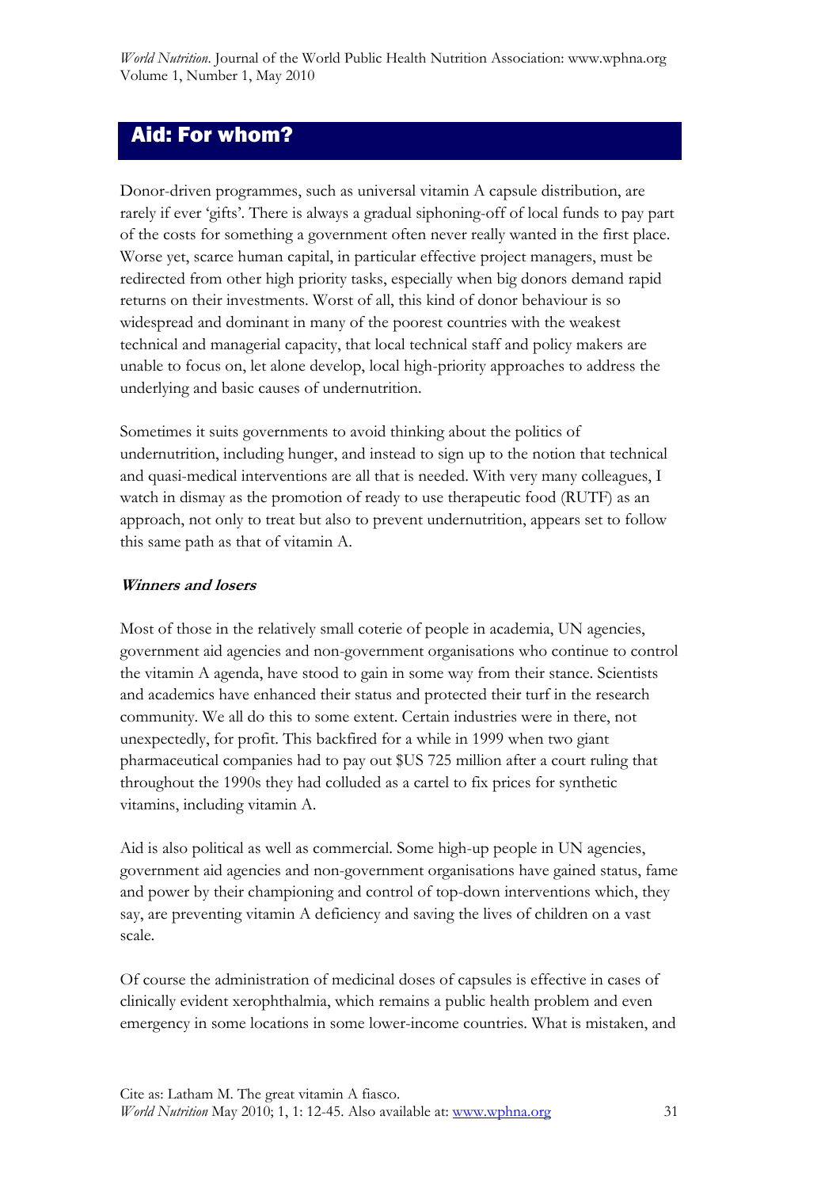## Aid: For whom?

Donor-driven programmes, such as universal vitamin A capsule distribution, are rarely if ever 'gifts'. There is always a gradual siphoning-off of local funds to pay part of the costs for something a government often never really wanted in the first place. Worse yet, scarce human capital, in particular effective project managers, must be redirected from other high priority tasks, especially when big donors demand rapid returns on their investments. Worst of all, this kind of donor behaviour is so widespread and dominant in many of the poorest countries with the weakest technical and managerial capacity, that local technical staff and policy makers are unable to focus on, let alone develop, local high-priority approaches to address the underlying and basic causes of undernutrition.

Sometimes it suits governments to avoid thinking about the politics of undernutrition, including hunger, and instead to sign up to the notion that technical and quasi-medical interventions are all that is needed. With very many colleagues, I watch in dismay as the promotion of ready to use therapeutic food (RUTF) as an approach, not only to treat but also to prevent undernutrition, appears set to follow this same path as that of vitamin A.

### *Winners and losers*

Most of those in the relatively small coterie of people in academia, UN agencies, government aid agencies and non-government organisations who continue to control the vitamin A agenda, have stood to gain in some way from their stance. Scientists and academics have enhanced their status and protected their turf in the research community. We all do this to some extent. Certain industries were in there, not unexpectedly, for profit. This backfired for a while in 1999 when two giant pharmaceutical companies had to pay out $US 725 million after a court ruling that throughout the 1990s they had colluded as a cartel to fix prices for synthetic vitamins, including vitamin A.

Aid is also political as well as commercial. Some high-up people in UN agencies, government aid agencies and non-government organisations have gained status, fame and power by their championing and control of top-down interventions which, they say, are preventing vitamin A deficiency and saving the lives of children on a vast scale.

Of course the administration of medicinal doses of capsules is effective in cases of clinically evident xerophthalmia, which remains a public health problem and even emergency in some locations in some lower-income countries. What is mistaken, and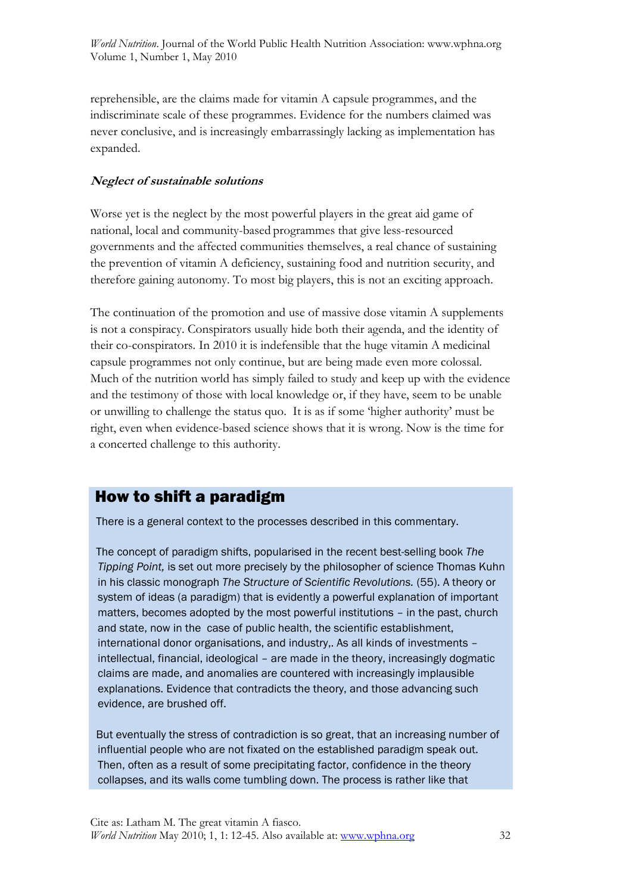reprehensible, are the claims made for vitamin A capsule programmes, and the indiscriminate scale of these programmes. Evidence for the numbers claimed was never conclusive, and is increasingly embarrassingly lacking as implementation has expanded.

***Neglect of sustainable solutions***

Worse yet is the neglect by the most powerful players in the great aid game of national, local and community-based programmes that give less-resourced governments and the affected communities themselves, a real chance of sustaining the prevention of vitamin A deficiency, sustaining food and nutrition security, and therefore gaining autonomy. To most big players, this is not an exciting approach.

The continuation of the promotion and use of massive dose vitamin A supplements is not a conspiracy. Conspirators usually hide both their agenda, and the identity of their co-conspirators. In 2010 it is indefensible that the huge vitamin A medicinal capsule programmes not only continue, but are being made even more colossal. Much of the nutrition world has simply failed to study and keep up with the evidence and the testimony of those with local knowledge or, if they have, seem to be unable or unwilling to challenge the status quo. It is as if some 'higher authority' must be right, even when evidence-based science shows that it is wrong. Now is the time for a concerted challenge to this authority.

## How to shift a paradigm

There is a general context to the processes described in this commentary.

The concept of paradigm shifts, popularised in the recent best-selling book *The Tipping Point,* is set out more precisely by the philosopher of science Thomas Kuhn in his classic monograph *The Structure of Scientific Revolutions.* (55). A theory or system of ideas (a paradigm) that is evidently a powerful explanation of important matters, becomes adopted by the most powerful institutions – in the past, church and state, now in the case of public health, the scientific establishment, international donor organisations, and industry,. As all kinds of investments – intellectual, financial, ideological – are made in the theory, increasingly dogmatic claims are made, and anomalies are countered with increasingly implausible explanations. Evidence that contradicts the theory, and those advancing such evidence, are brushed off.

But eventually the stress of contradiction is so great, that an increasing number of influential people who are not fixated on the established paradigm speak out. Then, often as a result of some precipitating factor, confidence in the theory collapses, and its walls come tumbling down. The process is rather like that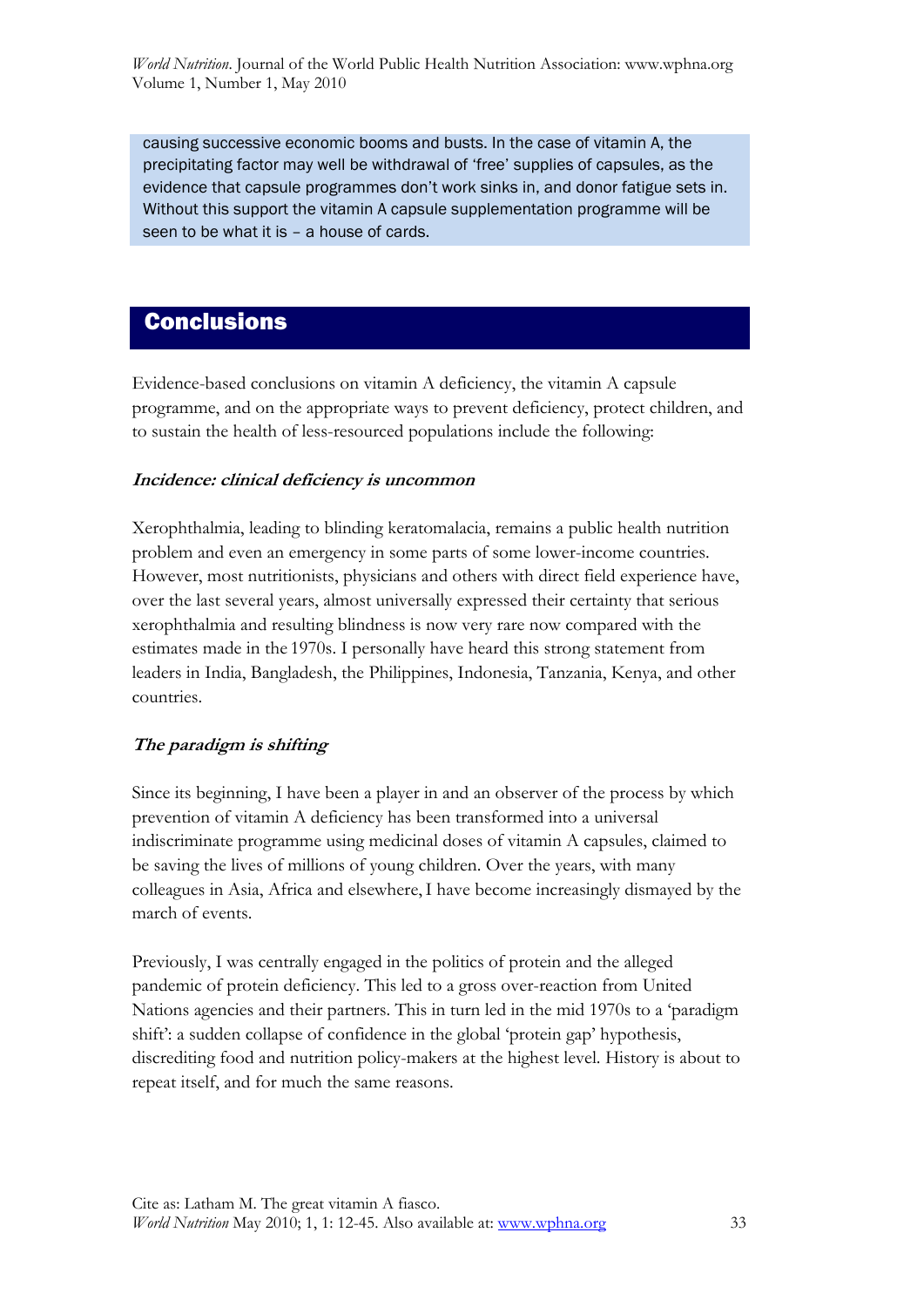causing successive economic booms and busts. In the case of vitamin A, the precipitating factor may well be withdrawal of 'free' supplies of capsules, as the evidence that capsule programmes don't work sinks in, and donor fatigue sets in. Without this support the vitamin A capsule supplementation programme will be seen to be what it is – a house of cards.

## Conclusions

Evidence-based conclusions on vitamin A deficiency, the vitamin A capsule programme, and on the appropriate ways to prevent deficiency, protect children, and to sustain the health of less-resourced populations include the following:

### *Incidence: clinical deficiency is uncommon*

Xerophthalmia, leading to blinding keratomalacia, remains a public health nutrition problem and even an emergency in some parts of some lower-income countries. However, most nutritionists, physicians and others with direct field experience have, over the last several years, almost universally expressed their certainty that serious xerophthalmia and resulting blindness is now very rare now compared with the estimates made in the 1970s. I personally have heard this strong statement from leaders in India, Bangladesh, the Philippines, Indonesia, Tanzania, Kenya, and other countries.

### *The paradigm is shifting*

Since its beginning, I have been a player in and an observer of the process by which prevention of vitamin A deficiency has been transformed into a universal indiscriminate programme using medicinal doses of vitamin A capsules, claimed to be saving the lives of millions of young children. Over the years, with many colleagues in Asia, Africa and elsewhere, I have become increasingly dismayed by the march of events.

Previously, I was centrally engaged in the politics of protein and the alleged pandemic of protein deficiency. This led to a gross over-reaction from United Nations agencies and their partners. This in turn led in the mid 1970s to a 'paradigm shift': a sudden collapse of confidence in the global 'protein gap' hypothesis, discrediting food and nutrition policy-makers at the highest level. History is about to repeat itself, and for much the same reasons.

Cite as: Latham M. The great vitamin A fiasco.
*World Nutrition* May 2010; 1, 1: 12-45. Also available at: www.wphna.org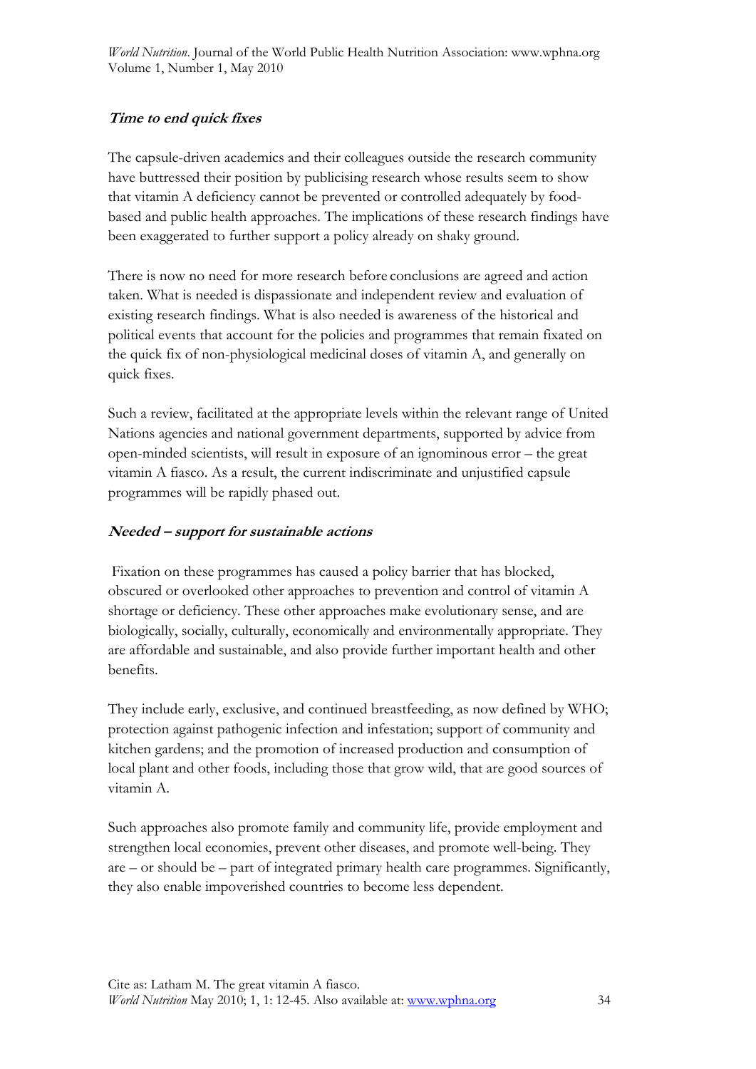### *Time to end quick fixes*

The capsule-driven academics and their colleagues outside the research community have buttressed their position by publicising research whose results seem to show that vitamin A deficiency cannot be prevented or controlled adequately by food-based and public health approaches. The implications of these research findings have been exaggerated to further support a policy already on shaky ground.

There is now no need for more research before conclusions are agreed and action taken. What is needed is dispassionate and independent review and evaluation of existing research findings. What is also needed is awareness of the historical and political events that account for the policies and programmes that remain fixated on the quick fix of non-physiological medicinal doses of vitamin A, and generally on quick fixes.

Such a review, facilitated at the appropriate levels within the relevant range of United Nations agencies and national government departments, supported by advice from open-minded scientists, will result in exposure of an ignominous error – the great vitamin A fiasco. As a result, the current indiscriminate and unjustified capsule programmes will be rapidly phased out.

### *Needed – support for sustainable actions*

Fixation on these programmes has caused a policy barrier that has blocked, obscured or overlooked other approaches to prevention and control of vitamin A shortage or deficiency. These other approaches make evolutionary sense, and are biologically, socially, culturally, economically and environmentally appropriate. They are affordable and sustainable, and also provide further important health and other benefits.

They include early, exclusive, and continued breastfeeding, as now defined by WHO; protection against pathogenic infection and infestation; support of community and kitchen gardens; and the promotion of increased production and consumption of local plant and other foods, including those that grow wild, that are good sources of vitamin A.

Such approaches also promote family and community life, provide employment and strengthen local economies, prevent other diseases, and promote well-being. They are – or should be – part of integrated primary health care programmes. Significantly, they also enable impoverished countries to become less dependent.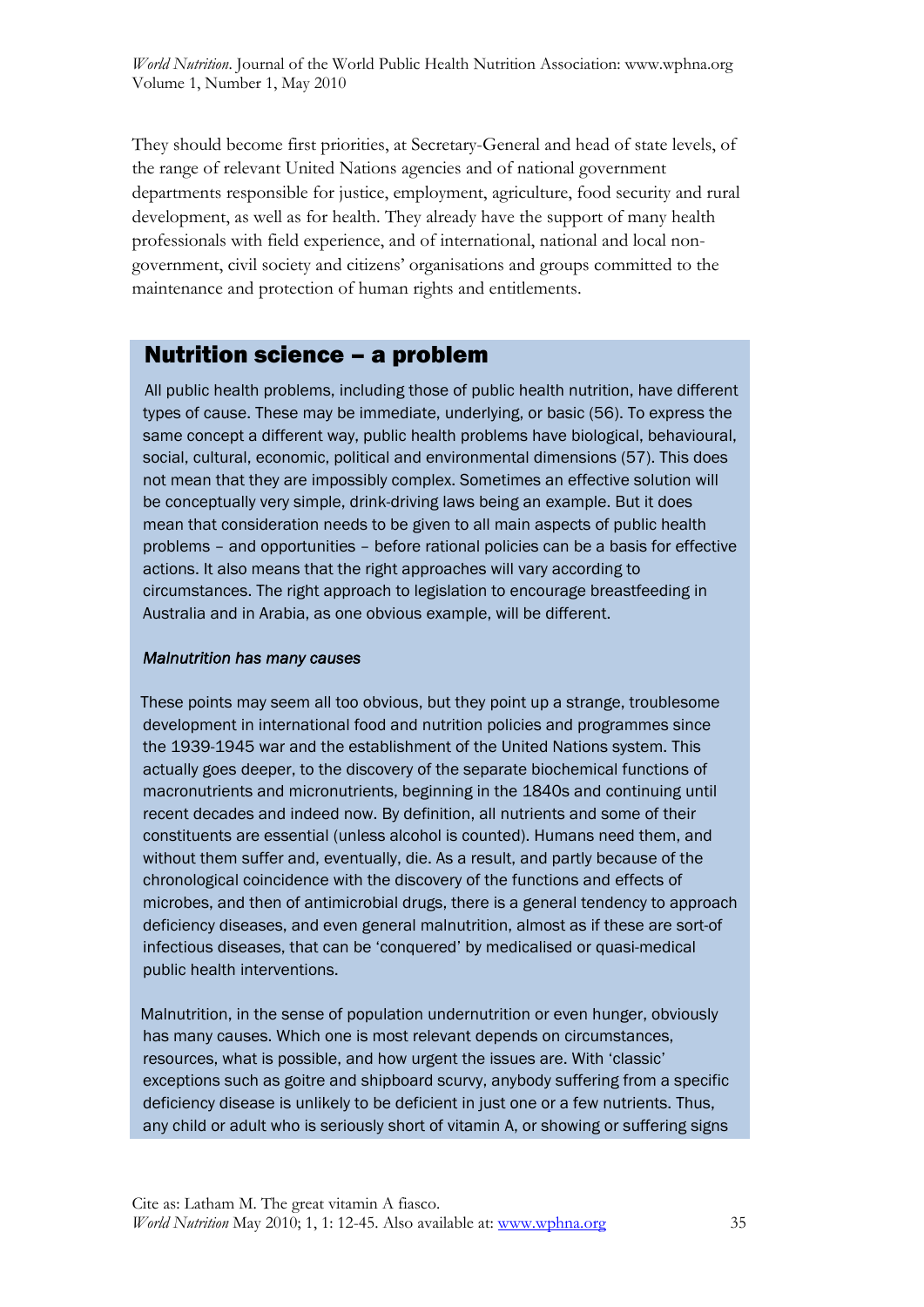They should become first priorities, at Secretary-General and head of state levels, of the range of relevant United Nations agencies and of national government departments responsible for justice, employment, agriculture, food security and rural development, as well as for health. They already have the support of many health professionals with field experience, and of international, national and local non-government, civil society and citizens' organisations and groups committed to the maintenance and protection of human rights and entitlements.

## Nutrition science – a problem

All public health problems, including those of public health nutrition, have different types of cause. These may be immediate, underlying, or basic (56). To express the same concept a different way, public health problems have biological, behavioural, social, cultural, economic, political and environmental dimensions (57). This does not mean that they are impossibly complex. Sometimes an effective solution will be conceptually very simple, drink-driving laws being an example. But it does mean that consideration needs to be given to all main aspects of public health problems – and opportunities – before rational policies can be a basis for effective actions. It also means that the right approaches will vary according to circumstances. The right approach to legislation to encourage breastfeeding in Australia and in Arabia, as one obvious example, will be different.

*Malnutrition has many causes*

These points may seem all too obvious, but they point up a strange, troublesome development in international food and nutrition policies and programmes since the 1939-1945 war and the establishment of the United Nations system. This actually goes deeper, to the discovery of the separate biochemical functions of macronutrients and micronutrients, beginning in the 1840s and continuing until recent decades and indeed now. By definition, all nutrients and some of their constituents are essential (unless alcohol is counted). Humans need them, and without them suffer and, eventually, die. As a result, and partly because of the chronological coincidence with the discovery of the functions and effects of microbes, and then of antimicrobial drugs, there is a general tendency to approach deficiency diseases, and even general malnutrition, almost as if these are sort-of infectious diseases, that can be 'conquered' by medicalised or quasi-medical public health interventions.

Malnutrition, in the sense of population undernutrition or even hunger, obviously has many causes. Which one is most relevant depends on circumstances, resources, what is possible, and how urgent the issues are. With 'classic' exceptions such as goitre and shipboard scurvy, anybody suffering from a specific deficiency disease is unlikely to be deficient in just one or a few nutrients. Thus, any child or adult who is seriously short of vitamin A, or showing or suffering signs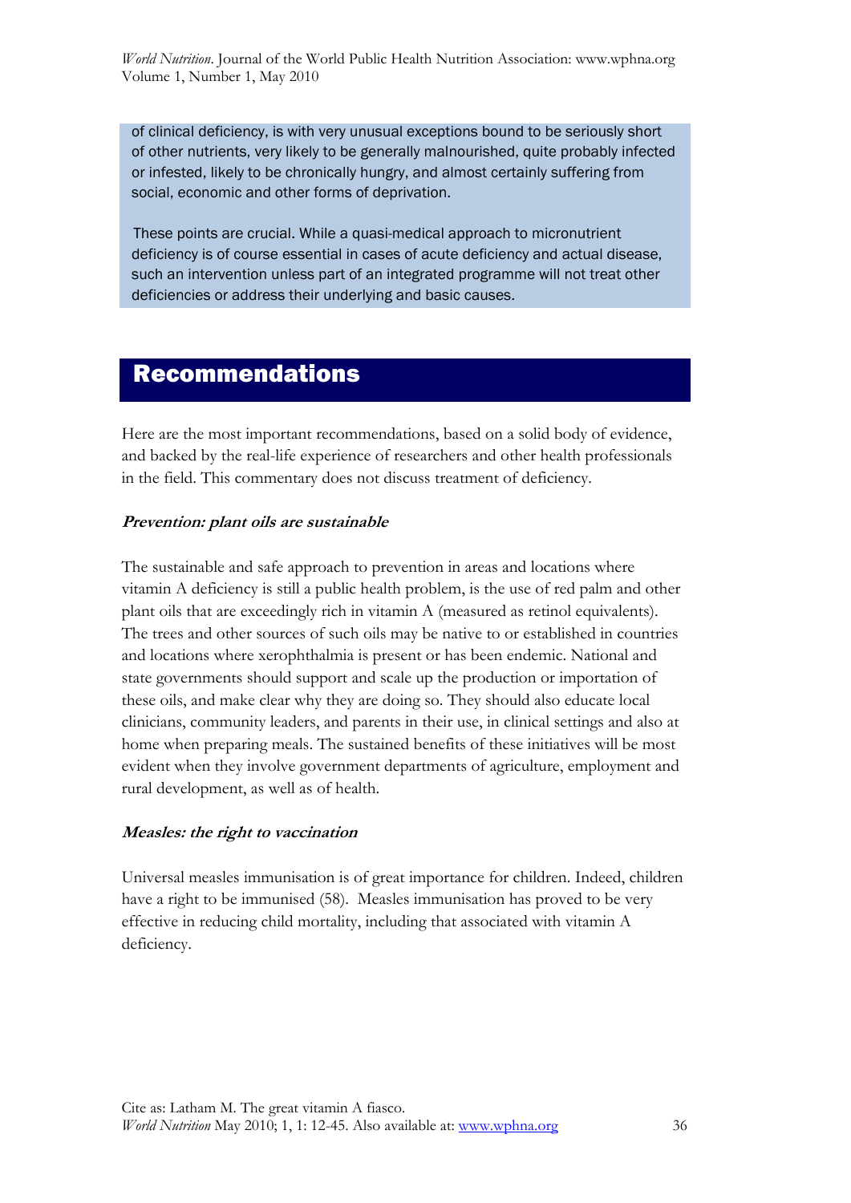of clinical deficiency, is with very unusual exceptions bound to be seriously short of other nutrients, very likely to be generally malnourished, quite probably infected or infested, likely to be chronically hungry, and almost certainly suffering from social, economic and other forms of deprivation.

These points are crucial. While a quasi-medical approach to micronutrient deficiency is of course essential in cases of acute deficiency and actual disease, such an intervention unless part of an integrated programme will not treat other deficiencies or address their underlying and basic causes.

## Recommendations

Here are the most important recommendations, based on a solid body of evidence, and backed by the real-life experience of researchers and other health professionals in the field. This commentary does not discuss treatment of deficiency.

***Prevention: plant oils are sustainable***

The sustainable and safe approach to prevention in areas and locations where vitamin A deficiency is still a public health problem, is the use of red palm and other plant oils that are exceedingly rich in vitamin A (measured as retinol equivalents). The trees and other sources of such oils may be native to or established in countries and locations where xerophthalmia is present or has been endemic. National and state governments should support and scale up the production or importation of these oils, and make clear why they are doing so. They should also educate local clinicians, community leaders, and parents in their use, in clinical settings and also at home when preparing meals. The sustained benefits of these initiatives will be most evident when they involve government departments of agriculture, employment and rural development, as well as of health.

***Measles: the right to vaccination***

Universal measles immunisation is of great importance for children. Indeed, children have a right to be immunised (58). Measles immunisation has proved to be very effective in reducing child mortality, including that associated with vitamin A deficiency.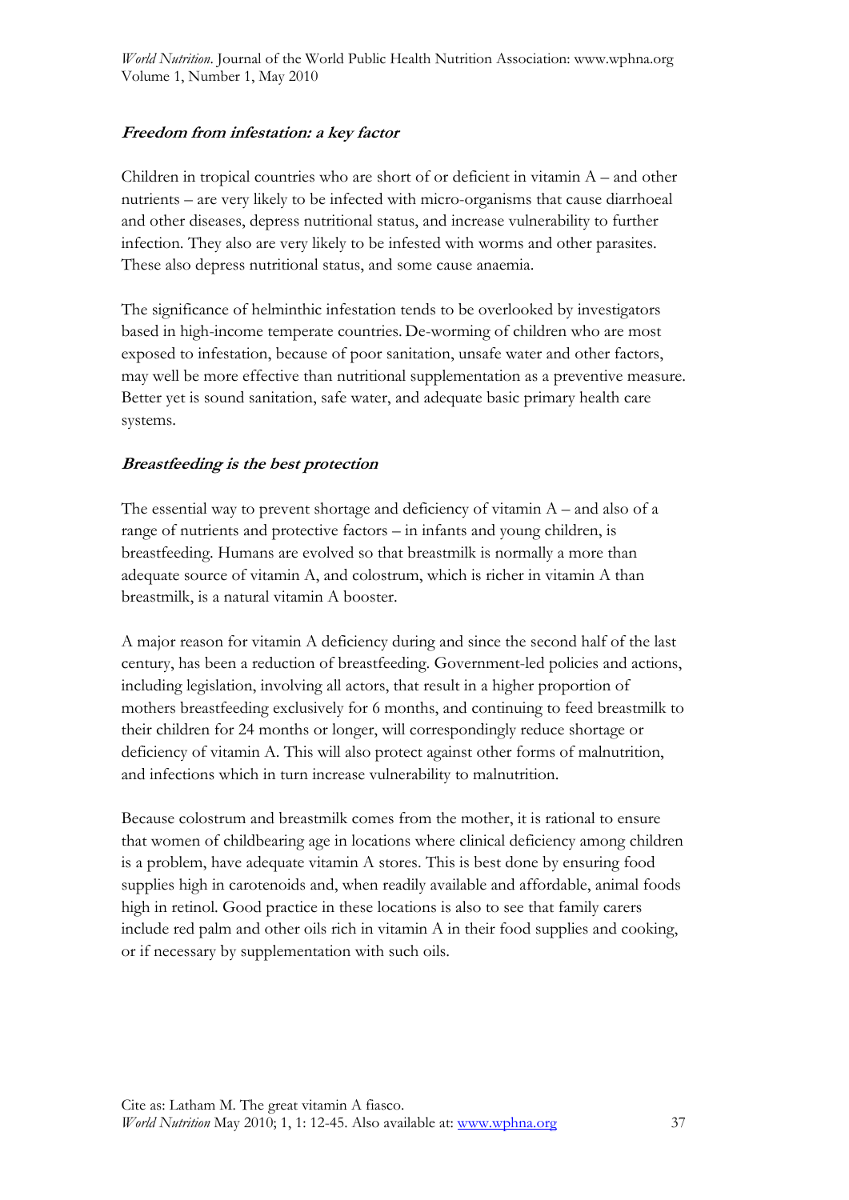***Freedom from infestation: a key factor***

Children in tropical countries who are short of or deficient in vitamin A – and other nutrients – are very likely to be infected with micro-organisms that cause diarrhoeal and other diseases, depress nutritional status, and increase vulnerability to further infection. They also are very likely to be infested with worms and other parasites. These also depress nutritional status, and some cause anaemia.

The significance of helminthic infestation tends to be overlooked by investigators based in high-income temperate countries. De-worming of children who are most exposed to infestation, because of poor sanitation, unsafe water and other factors, may well be more effective than nutritional supplementation as a preventive measure. Better yet is sound sanitation, safe water, and adequate basic primary health care systems.

***Breastfeeding is the best protection***

The essential way to prevent shortage and deficiency of vitamin A – and also of a range of nutrients and protective factors – in infants and young children, is breastfeeding. Humans are evolved so that breastmilk is normally a more than adequate source of vitamin A, and colostrum, which is richer in vitamin A than breastmilk, is a natural vitamin A booster.

A major reason for vitamin A deficiency during and since the second half of the last century, has been a reduction of breastfeeding. Government-led policies and actions, including legislation, involving all actors, that result in a higher proportion of mothers breastfeeding exclusively for 6 months, and continuing to feed breastmilk to their children for 24 months or longer, will correspondingly reduce shortage or deficiency of vitamin A. This will also protect against other forms of malnutrition, and infections which in turn increase vulnerability to malnutrition.

Because colostrum and breastmilk comes from the mother, it is rational to ensure that women of childbearing age in locations where clinical deficiency among children is a problem, have adequate vitamin A stores. This is best done by ensuring food supplies high in carotenoids and, when readily available and affordable, animal foods high in retinol. Good practice in these locations is also to see that family carers include red palm and other oils rich in vitamin A in their food supplies and cooking, or if necessary by supplementation with such oils.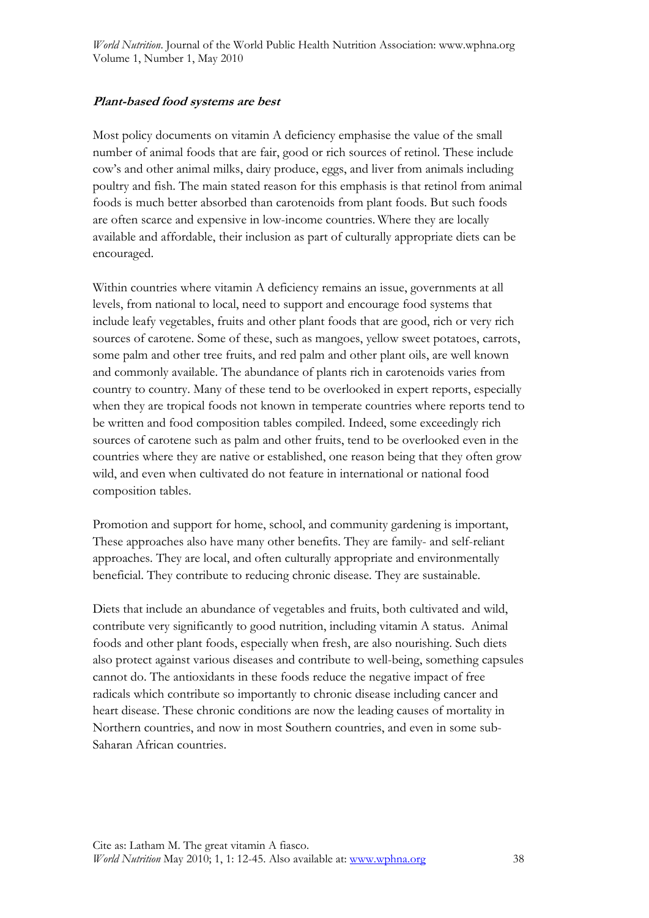***Plant-based food systems are best***

Most policy documents on vitamin A deficiency emphasise the value of the small number of animal foods that are fair, good or rich sources of retinol. These include cow's and other animal milks, dairy produce, eggs, and liver from animals including poultry and fish. The main stated reason for this emphasis is that retinol from animal foods is much better absorbed than carotenoids from plant foods. But such foods are often scarce and expensive in low-income countries. Where they are locally available and affordable, their inclusion as part of culturally appropriate diets can be encouraged.

Within countries where vitamin A deficiency remains an issue, governments at all levels, from national to local, need to support and encourage food systems that include leafy vegetables, fruits and other plant foods that are good, rich or very rich sources of carotene. Some of these, such as mangoes, yellow sweet potatoes, carrots, some palm and other tree fruits, and red palm and other plant oils, are well known and commonly available. The abundance of plants rich in carotenoids varies from country to country. Many of these tend to be overlooked in expert reports, especially when they are tropical foods not known in temperate countries where reports tend to be written and food composition tables compiled. Indeed, some exceedingly rich sources of carotene such as palm and other fruits, tend to be overlooked even in the countries where they are native or established, one reason being that they often grow wild, and even when cultivated do not feature in international or national food composition tables.

Promotion and support for home, school, and community gardening is important, These approaches also have many other benefits. They are family- and self-reliant approaches. They are local, and often culturally appropriate and environmentally beneficial. They contribute to reducing chronic disease. They are sustainable.

Diets that include an abundance of vegetables and fruits, both cultivated and wild, contribute very significantly to good nutrition, including vitamin A status. Animal foods and other plant foods, especially when fresh, are also nourishing. Such diets also protect against various diseases and contribute to well-being, something capsules cannot do. The antioxidants in these foods reduce the negative impact of free radicals which contribute so importantly to chronic disease including cancer and heart disease. These chronic conditions are now the leading causes of mortality in Northern countries, and now in most Southern countries, and even in some sub-Saharan African countries.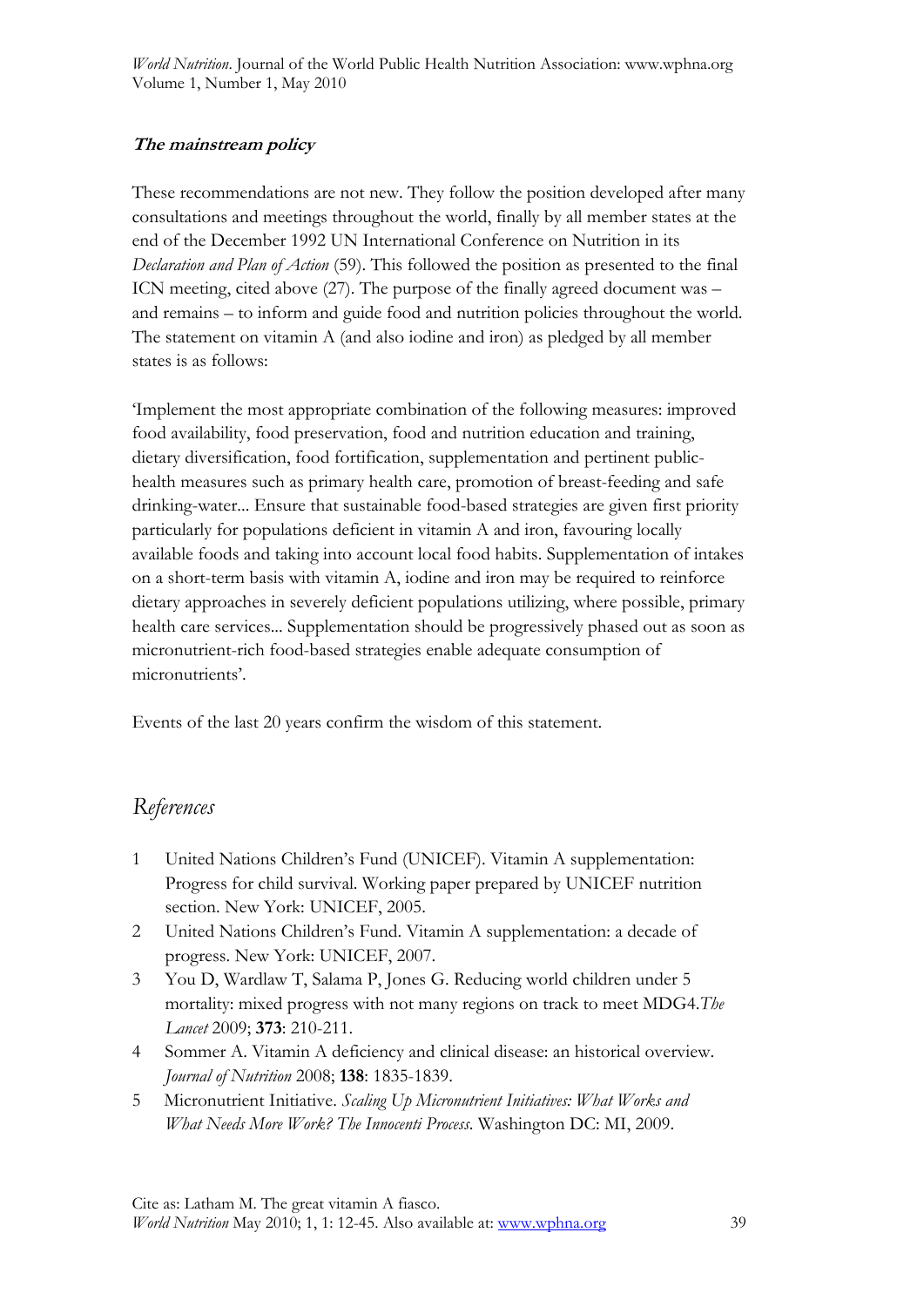**_The mainstream policy_**

These recommendations are not new. They follow the position developed after many consultations and meetings throughout the world, finally by all member states at the end of the December 1992 UN International Conference on Nutrition in its *Declaration and Plan of Action* (59). This followed the position as presented to the final ICN meeting, cited above (27). The purpose of the finally agreed document was – and remains – to inform and guide food and nutrition policies throughout the world. The statement on vitamin A (and also iodine and iron) as pledged by all member states is as follows:

'Implement the most appropriate combination of the following measures: improved food availability, food preservation, food and nutrition education and training, dietary diversification, food fortification, supplementation and pertinent public-health measures such as primary health care, promotion of breast-feeding and safe drinking-water... Ensure that sustainable food-based strategies are given first priority particularly for populations deficient in vitamin A and iron, favouring locally available foods and taking into account local food habits. Supplementation of intakes on a short-term basis with vitamin A, iodine and iron may be required to reinforce dietary approaches in severely deficient populations utilizing, where possible, primary health care services... Supplementation should be progressively phased out as soon as micronutrient-rich food-based strategies enable adequate consumption of micronutrients'.

Events of the last 20 years confirm the wisdom of this statement.

## *References*

1. United Nations Children's Fund (UNICEF). Vitamin A supplementation: Progress for child survival. Working paper prepared by UNICEF nutrition section. New York: UNICEF, 2005.
2. United Nations Children's Fund. Vitamin A supplementation: a decade of progress. New York: UNICEF, 2007.
3. You D, Wardlaw T, Salama P, Jones G. Reducing world children under 5 mortality: mixed progress with not many regions on track to meet MDG4.*The Lancet* 2009; **373**: 210-211.
4. Sommer A. Vitamin A deficiency and clinical disease: an historical overview. *Journal of Nutrition* 2008; **138**: 1835-1839.
5. Micronutrient Initiative. *Scaling Up Micronutrient Initiatives: What Works and What Needs More Work? The Innocenti Process*. Washington DC: MI, 2009.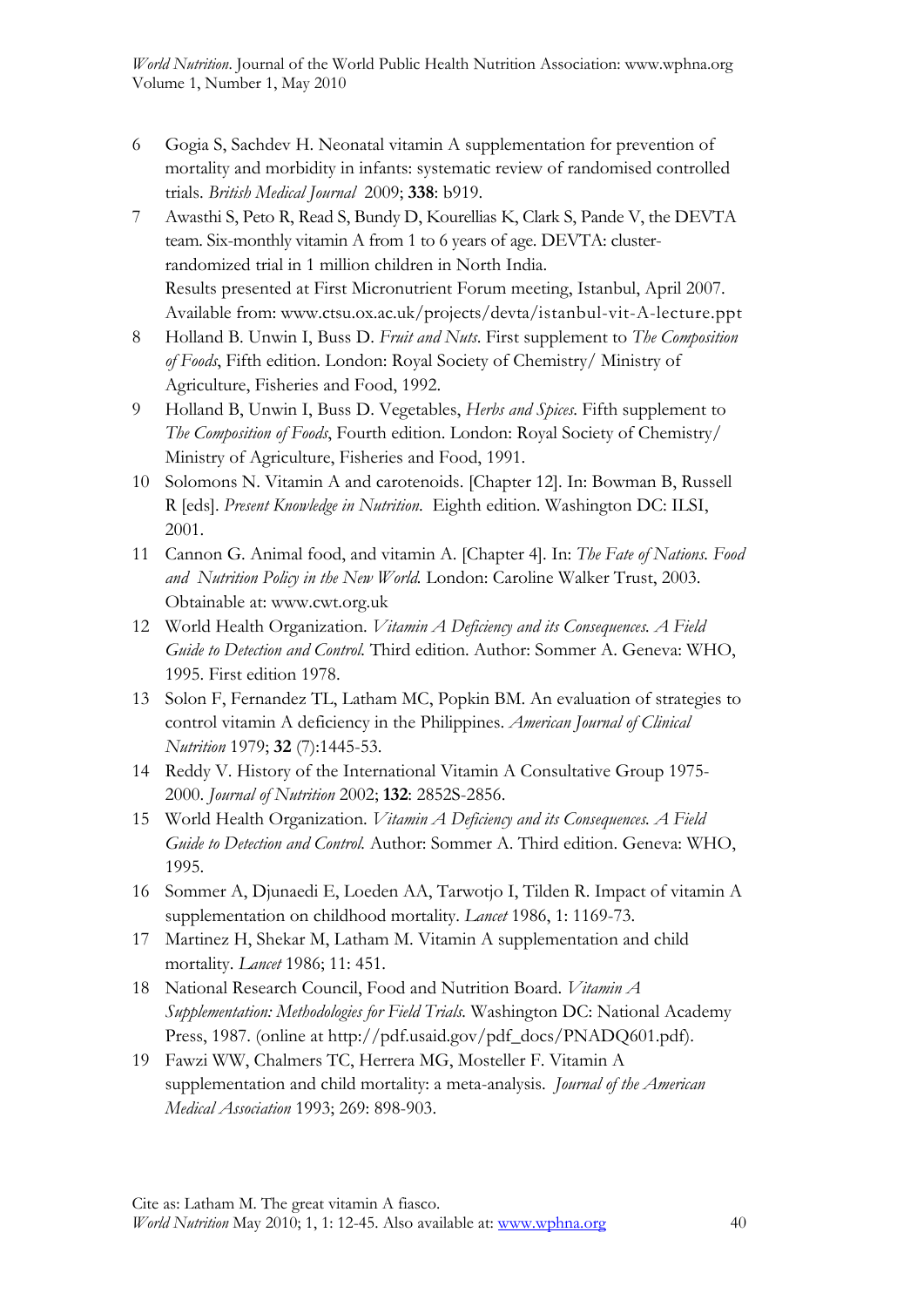6 Gogia S, Sachdev H. Neonatal vitamin A supplementation for prevention of mortality and morbidity in infants: systematic review of randomised controlled trials. *British Medical Journal* 2009; **338**: b919.

7 Awasthi S, Peto R, Read S, Bundy D, Kourellias K, Clark S, Pande V, the DEVTA team. Six-monthly vitamin A from 1 to 6 years of age. DEVTA: cluster-randomized trial in 1 million children in North India. Results presented at First Micronutrient Forum meeting, Istanbul, April 2007. Available from: www.ctsu.ox.ac.uk/projects/devta/istanbul-vit-A-lecture.ppt

8 Holland B. Unwin I, Buss D. *Fruit and Nuts*. First supplement to *The Composition of Foods*, Fifth edition. London: Royal Society of Chemistry/ Ministry of Agriculture, Fisheries and Food, 1992.

9 Holland B, Unwin I, Buss D. Vegetables, *Herbs and Spices*. Fifth supplement to *The Composition of Foods*, Fourth edition. London: Royal Society of Chemistry/ Ministry of Agriculture, Fisheries and Food, 1991.

10 Solomons N. Vitamin A and carotenoids. [Chapter 12]. In: Bowman B, Russell R [eds]. *Present Knowledge in Nutrition*. Eighth edition. Washington DC: ILSI, 2001.

11 Cannon G. Animal food, and vitamin A. [Chapter 4]. In: *The Fate of Nations. Food and Nutrition Policy in the New World*. London: Caroline Walker Trust, 2003. Obtainable at: www.cwt.org.uk

12 World Health Organization. *Vitamin A Deficiency and its Consequences. A Field Guide to Detection and Control*. Third edition. Author: Sommer A. Geneva: WHO, 1995. First edition 1978.

13 Solon F, Fernandez TL, Latham MC, Popkin BM. An evaluation of strategies to control vitamin A deficiency in the Philippines. *American Journal of Clinical Nutrition* 1979; **32** (7):1445-53.

14 Reddy V. History of the International Vitamin A Consultative Group 1975-2000. *Journal of Nutrition* 2002; **132**: 2852S-2856.

15 World Health Organization. *Vitamin A Deficiency and its Consequences. A Field Guide to Detection and Control*. Author: Sommer A. Third edition. Geneva: WHO, 1995.

16 Sommer A, Djunaedi E, Loeden AA, Tarwotjo I, Tilden R. Impact of vitamin A supplementation on childhood mortality. *Lancet* 1986, 1: 1169-73.

17 Martinez H, Shekar M, Latham M. Vitamin A supplementation and child mortality. *Lancet* 1986; 11: 451.

18 National Research Council, Food and Nutrition Board. *Vitamin A Supplementation: Methodologies for Field Trials*. Washington DC: National Academy Press, 1987. (online at http://pdf.usaid.gov/pdf_docs/PNADQ601.pdf).

19 Fawzi WW, Chalmers TC, Herrera MG, Mosteller F. Vitamin A supplementation and child mortality: a meta-analysis. *Journal of the American Medical Association* 1993; 269: 898-903.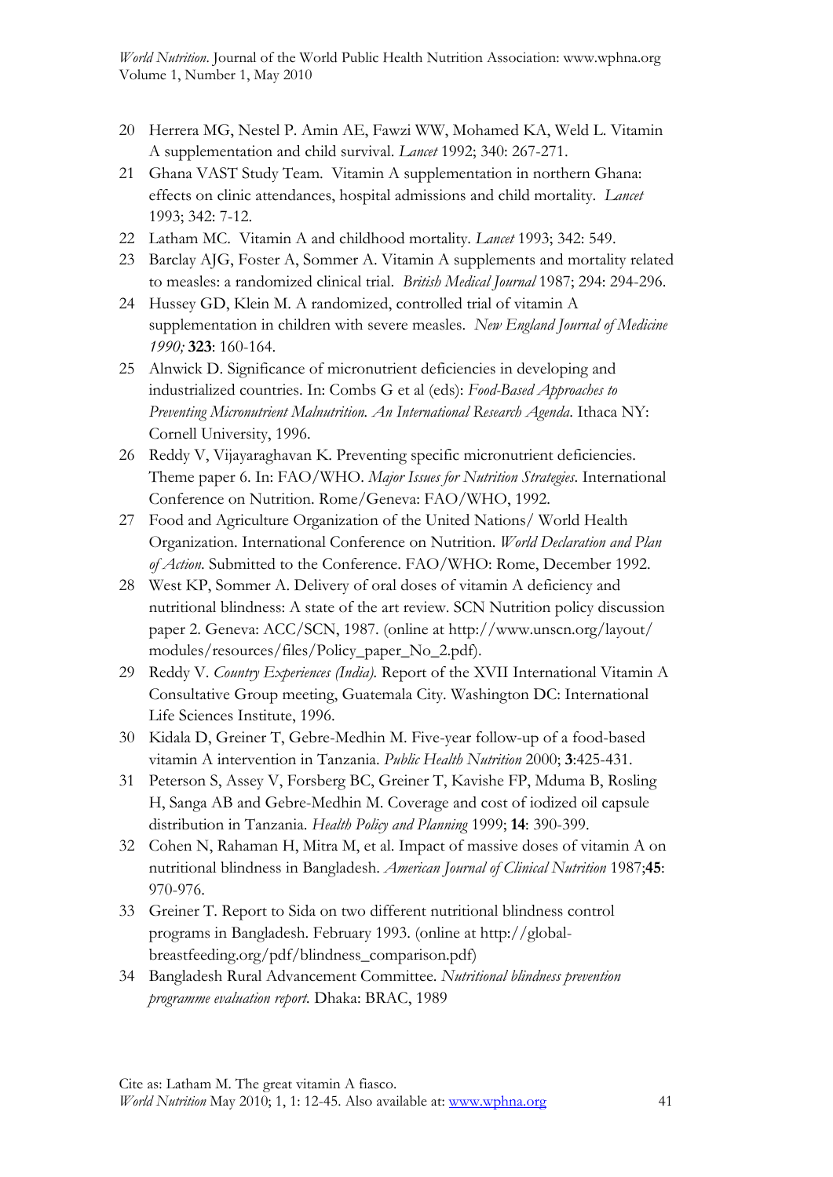20 Herrera MG, Nestel P. Amin AE, Fawzi WW, Mohamed KA, Weld L. Vitamin A supplementation and child survival. *Lancet* 1992; 340: 267-271.

21 Ghana VAST Study Team. Vitamin A supplementation in northern Ghana: effects on clinic attendances, hospital admissions and child mortality. *Lancet* 1993; 342: 7-12.

22 Latham MC. Vitamin A and childhood mortality. *Lancet* 1993; 342: 549.

23 Barclay AJG, Foster A, Sommer A. Vitamin A supplements and mortality related to measles: a randomized clinical trial. *British Medical Journal* 1987; 294: 294-296.

24 Hussey GD, Klein M. A randomized, controlled trial of vitamin A supplementation in children with severe measles. *New England Journal of Medicine 1990;* **323**: 160-164.

25 Alnwick D. Significance of micronutrient deficiencies in developing and industrialized countries. In: Combs G et al (eds): *Food-Based Approaches to Preventing Micronutrient Malnutrition. An International Research Agenda.* Ithaca NY: Cornell University, 1996.

26 Reddy V, Vijayaraghavan K. Preventing specific micronutrient deficiencies. Theme paper 6. In: FAO/WHO. *Major Issues for Nutrition Strategies.* International Conference on Nutrition. Rome/Geneva: FAO/WHO, 1992.

27 Food and Agriculture Organization of the United Nations/ World Health Organization. International Conference on Nutrition. *World Declaration and Plan of Action.* Submitted to the Conference. FAO/WHO: Rome, December 1992.

28 West KP, Sommer A. Delivery of oral doses of vitamin A deficiency and nutritional blindness: A state of the art review. SCN Nutrition policy discussion paper 2. Geneva: ACC/SCN, 1987. (online at http://www.unscn.org/layout/modules/resources/files/Policy_paper_No_2.pdf).

29 Reddy V. *Country Experiences (India).* Report of the XVII International Vitamin A Consultative Group meeting, Guatemala City. Washington DC: International Life Sciences Institute, 1996.

30 Kidala D, Greiner T, Gebre-Medhin M. Five-year follow-up of a food-based vitamin A intervention in Tanzania. *Public Health Nutrition* 2000; **3**:425-431.

31 Peterson S, Assey V, Forsberg BC, Greiner T, Kavishe FP, Mduma B, Rosling H, Sanga AB and Gebre-Medhin M. Coverage and cost of iodized oil capsule distribution in Tanzania. *Health Policy and Planning* 1999; **14**: 390-399.

32 Cohen N, Rahaman H, Mitra M, et al. Impact of massive doses of vitamin A on nutritional blindness in Bangladesh. *American Journal of Clinical Nutrition* 1987;**45**: 970-976.

33 Greiner T. Report to Sida on two different nutritional blindness control programs in Bangladesh. February 1993. (online at http://global-breastfeeding.org/pdf/blindness_comparison.pdf)

34 Bangladesh Rural Advancement Committee. *Nutritional blindness prevention programme evaluation report.* Dhaka: BRAC, 1989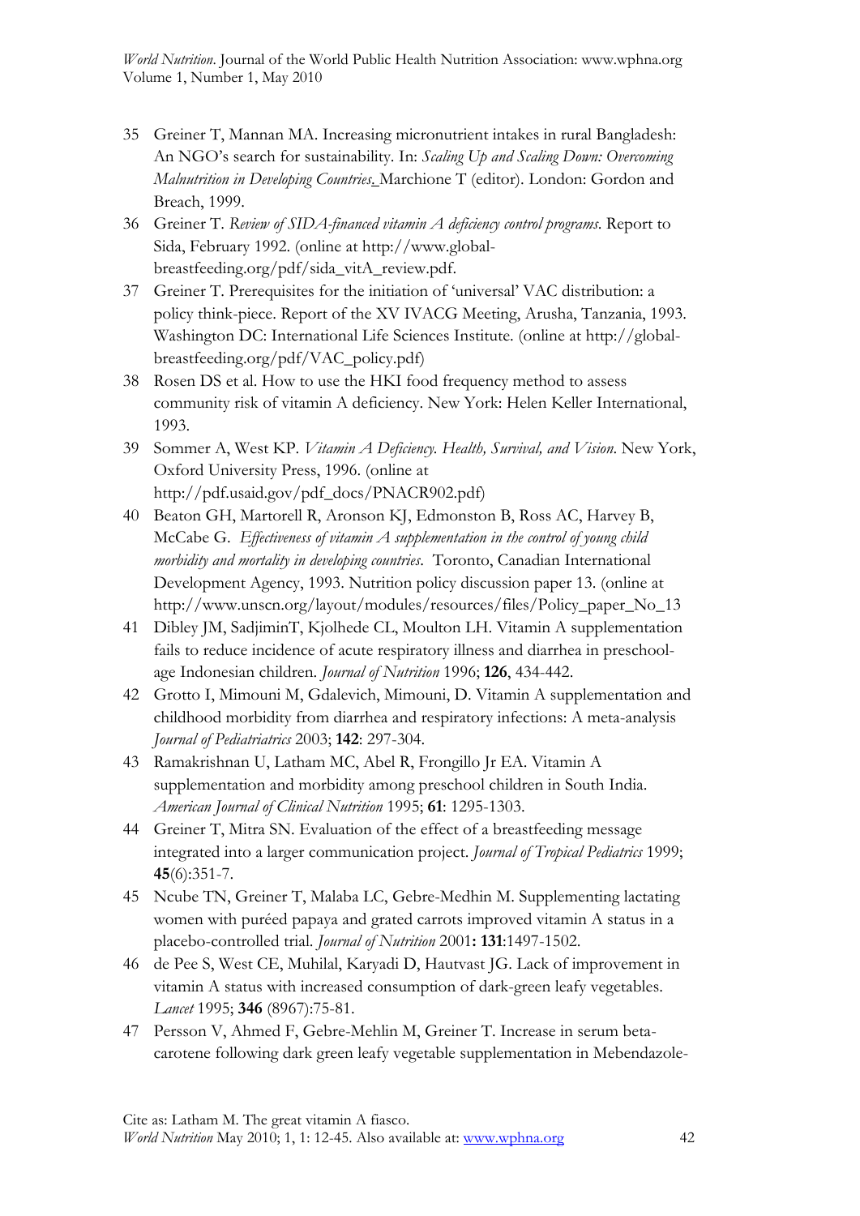35 Greiner T, Mannan MA. Increasing micronutrient intakes in rural Bangladesh: An NGO's search for sustainability. In: *Scaling Up and Scaling Down: Overcoming Malnutrition in Developing Countries.* Marchione T (editor). London: Gordon and Breach, 1999.

36 Greiner T. *Review of SIDA-financed vitamin A deficiency control programs*. Report to Sida, February 1992. (online at http://www.global-breastfeeding.org/pdf/sida_vitA_review.pdf.

37 Greiner T. Prerequisites for the initiation of 'universal' VAC distribution: a policy think-piece. Report of the XV IVACG Meeting, Arusha, Tanzania, 1993. Washington DC: International Life Sciences Institute. (online at http://global-breastfeeding.org/pdf/VAC_policy.pdf)

38 Rosen DS et al. How to use the HKI food frequency method to assess community risk of vitamin A deficiency. New York: Helen Keller International, 1993.

39 Sommer A, West KP. *Vitamin A Deficiency. Health, Survival, and Vision*. New York, Oxford University Press, 1996. (online at http://pdf.usaid.gov/pdf_docs/PNACR902.pdf)

40 Beaton GH, Martorell R, Aronson KJ, Edmonston B, Ross AC, Harvey B, McCabe G. *Effectiveness of vitamin A supplementation in the control of young child morbidity and mortality in developing countries*. Toronto, Canadian International Development Agency, 1993. Nutrition policy discussion paper 13. (online at http://www.unscn.org/layout/modules/resources/files/Policy_paper_No_13

41 Dibley JM, SadjiminT, Kjolhede CL, Moulton LH. Vitamin A supplementation fails to reduce incidence of acute respiratory illness and diarrhea in preschool-age Indonesian children. *Journal of Nutrition* 1996; **126**, 434-442.

42 Grotto I, Mimouni M, Gdalevich, Mimouni, D. Vitamin A supplementation and childhood morbidity from diarrhea and respiratory infections: A meta-analysis *Journal of Pediatriatrics* 2003; **142**: 297-304.

43 Ramakrishnan U, Latham MC, Abel R, Frongillo Jr EA. Vitamin A supplementation and morbidity among preschool children in South India. *American Journal of Clinical Nutrition* 1995; **61**: 1295-1303.

44 Greiner T, Mitra SN. Evaluation of the effect of a breastfeeding message integrated into a larger communication project. *Journal of Tropical Pediatrics* 1999; **45**(6):351-7.

45 Ncube TN, Greiner T, Malaba LC, Gebre-Medhin M. Supplementing lactating women with puréed papaya and grated carrots improved vitamin A status in a placebo-controlled trial. *Journal of Nutrition* 2001**:** **131**:1497-1502.

46 de Pee S, West CE, Muhilal, Karyadi D, Hautvast JG. Lack of improvement in vitamin A status with increased consumption of dark-green leafy vegetables. *Lancet* 1995; **346** (8967):75-81.

47 Persson V, Ahmed F, Gebre-Mehlin M, Greiner T. Increase in serum beta-carotene following dark green leafy vegetable supplementation in Mebendazole-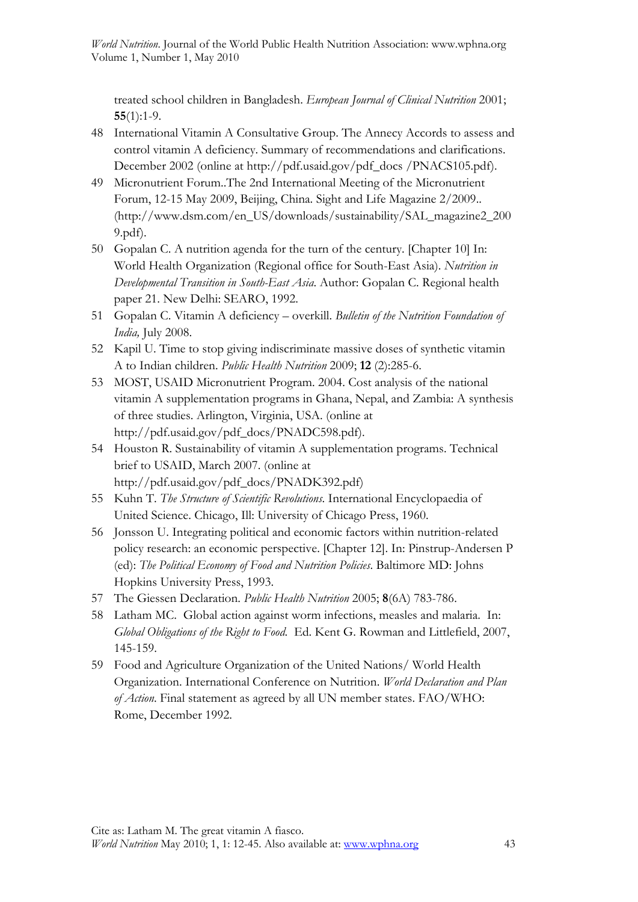treated school children in Bangladesh. *European Journal of Clinical Nutrition* 2001; **55**(1):1-9.

48 International Vitamin A Consultative Group. The Annecy Accords to assess and control vitamin A deficiency. Summary of recommendations and clarifications. December 2002 (online at http://pdf.usaid.gov/pdf_docs /PNACS105.pdf).

49 Micronutrient Forum..The 2nd International Meeting of the Micronutrient Forum, 12-15 May 2009, Beijing, China. Sight and Life Magazine 2/2009.. (http://www.dsm.com/en_US/downloads/sustainability/SAL_magazine2_2009.pdf).

50 Gopalan C. A nutrition agenda for the turn of the century. [Chapter 10] In: World Health Organization (Regional office for South-East Asia). *Nutrition in Developmental Transition in South-East Asia.* Author: Gopalan C. Regional health paper 21. New Delhi: SEARO, 1992.

51 Gopalan C. Vitamin A deficiency – overkill. *Bulletin of the Nutrition Foundation of India,* July 2008.

52 Kapil U. Time to stop giving indiscriminate massive doses of synthetic vitamin A to Indian children. *Public Health Nutrition* 2009; **12** (2):285-6.

53 MOST, USAID Micronutrient Program. 2004. Cost analysis of the national vitamin A supplementation programs in Ghana, Nepal, and Zambia: A synthesis of three studies. Arlington, Virginia, USA. (online at http://pdf.usaid.gov/pdf_docs/PNADC598.pdf).

54 Houston R. Sustainability of vitamin A supplementation programs. Technical brief to USAID, March 2007. (online at http://pdf.usaid.gov/pdf_docs/PNADK392.pdf)

55 Kuhn T. *The Structure of Scientific Revolutions.* International Encyclopaedia of United Science. Chicago, Ill: University of Chicago Press, 1960.

56 Jonsson U. Integrating political and economic factors within nutrition-related policy research: an economic perspective. [Chapter 12]. In: Pinstrup-Andersen P (ed): *The Political Economy of Food and Nutrition Policies.* Baltimore MD: Johns Hopkins University Press, 1993.

57 The Giessen Declaration. *Public Health Nutrition* 2005; **8**(6A) 783-786.

58 Latham MC. Global action against worm infections, measles and malaria. In: *Global Obligations of the Right to Food.* Ed. Kent G. Rowman and Littlefield, 2007, 145-159.

59 Food and Agriculture Organization of the United Nations/ World Health Organization. International Conference on Nutrition. *World Declaration and Plan of Action.* Final statement as agreed by all UN member states. FAO/WHO: Rome, December 1992.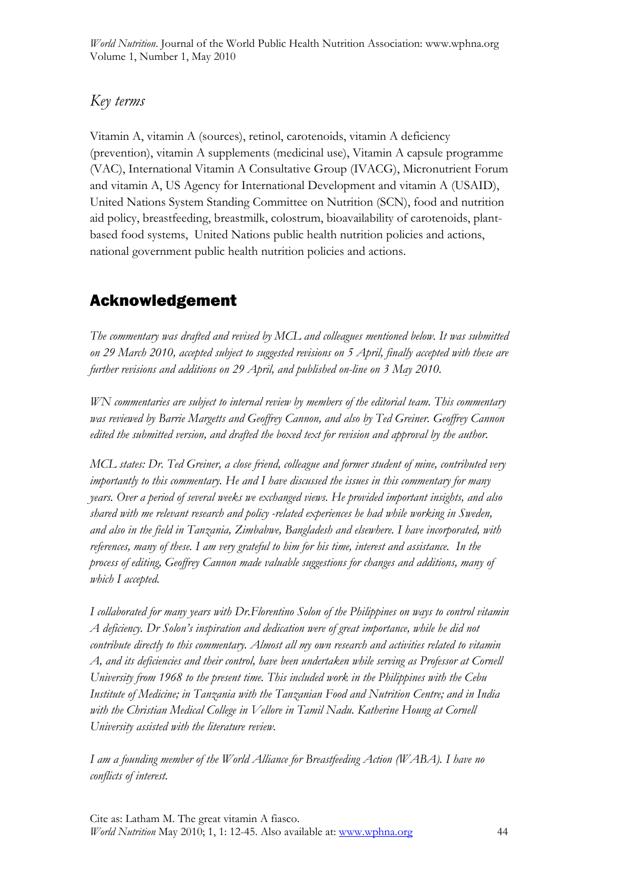## *Key terms*

Vitamin A, vitamin A (sources), retinol, carotenoids, vitamin A deficiency (prevention), vitamin A supplements (medicinal use), Vitamin A capsule programme (VAC), International Vitamin A Consultative Group (IVACG), Micronutrient Forum and vitamin A, US Agency for International Development and vitamin A (USAID), United Nations System Standing Committee on Nutrition (SCN), food and nutrition aid policy, breastfeeding, breastmilk, colostrum, bioavailability of carotenoids, plant-based food systems, United Nations public health nutrition policies and actions, national government public health nutrition policies and actions.

# Acknowledgement

*The commentary was drafted and revised by MCL and colleagues mentioned below. It was submitted on 29 March 2010, accepted subject to suggested revisions on 5 April, finally accepted with these are further revisions and additions on 29 April, and published on-line on 3 May 2010.*

*WN commentaries are subject to internal review by members of the editorial team. This commentary was reviewed by Barrie Margetts and Geoffrey Cannon, and also by Ted Greiner. Geoffrey Cannon edited the submitted version, and drafted the boxed text for revision and approval by the author.*

*MCL states: Dr. Ted Greiner, a close friend, colleague and former student of mine, contributed very importantly to this commentary. He and I have discussed the issues in this commentary for many years. Over a period of several weeks we exchanged views. He provided important insights, and also shared with me relevant research and policy -related experiences he had while working in Sweden, and also in the field in Tanzania, Zimbabwe, Bangladesh and elsewhere. I have incorporated, with references, many of these. I am very grateful to him for his time, interest and assistance. In the process of editing, Geoffrey Cannon made valuable suggestions for changes and additions, many of which I accepted.*

*I collaborated for many years with Dr.Florentino Solon of the Philippines on ways to control vitamin A deficiency. Dr Solon's inspiration and dedication were of great importance, while he did not contribute directly to this commentary. Almost all my own research and activities related to vitamin A, and its deficiencies and their control, have been undertaken while serving as Professor at Cornell University from 1968 to the present time. This included work in the Philippines with the Cebu Institute of Medicine; in Tanzania with the Tanzanian Food and Nutrition Centre; and in India with the Christian Medical College in Vellore in Tamil Nadu. Katherine Houng at Cornell University assisted with the literature review.*

*I am a founding member of the World Alliance for Breastfeeding Action (WABA). I have no conflicts of interest.*

Cite as: Latham M. The great vitamin A fiasco.
*World Nutrition* May 2010; 1, 1: 12-45. Also available at: www.wphna.org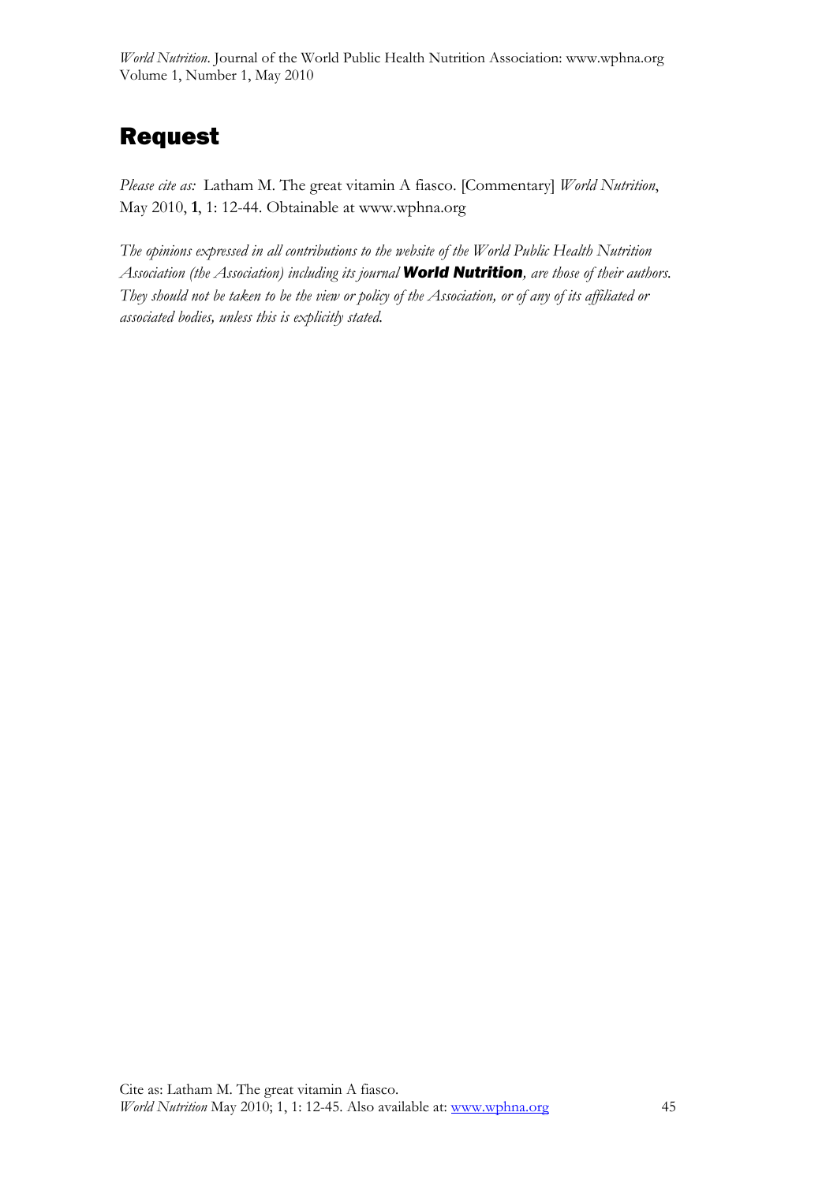## Request

*Please cite as:* Latham M. The great vitamin A fiasco. [Commentary] *World Nutrition*, May 2010, **1**, 1: 12-44. Obtainable at www.wphna.org

*The opinions expressed in all contributions to the website of the World Public Health Nutrition Association (the Association) including its journal* ***World Nutrition****, are those of their authors. They should not be taken to be the view or policy of the Association, or of any of its affiliated or associated bodies, unless this is explicitly stated.*